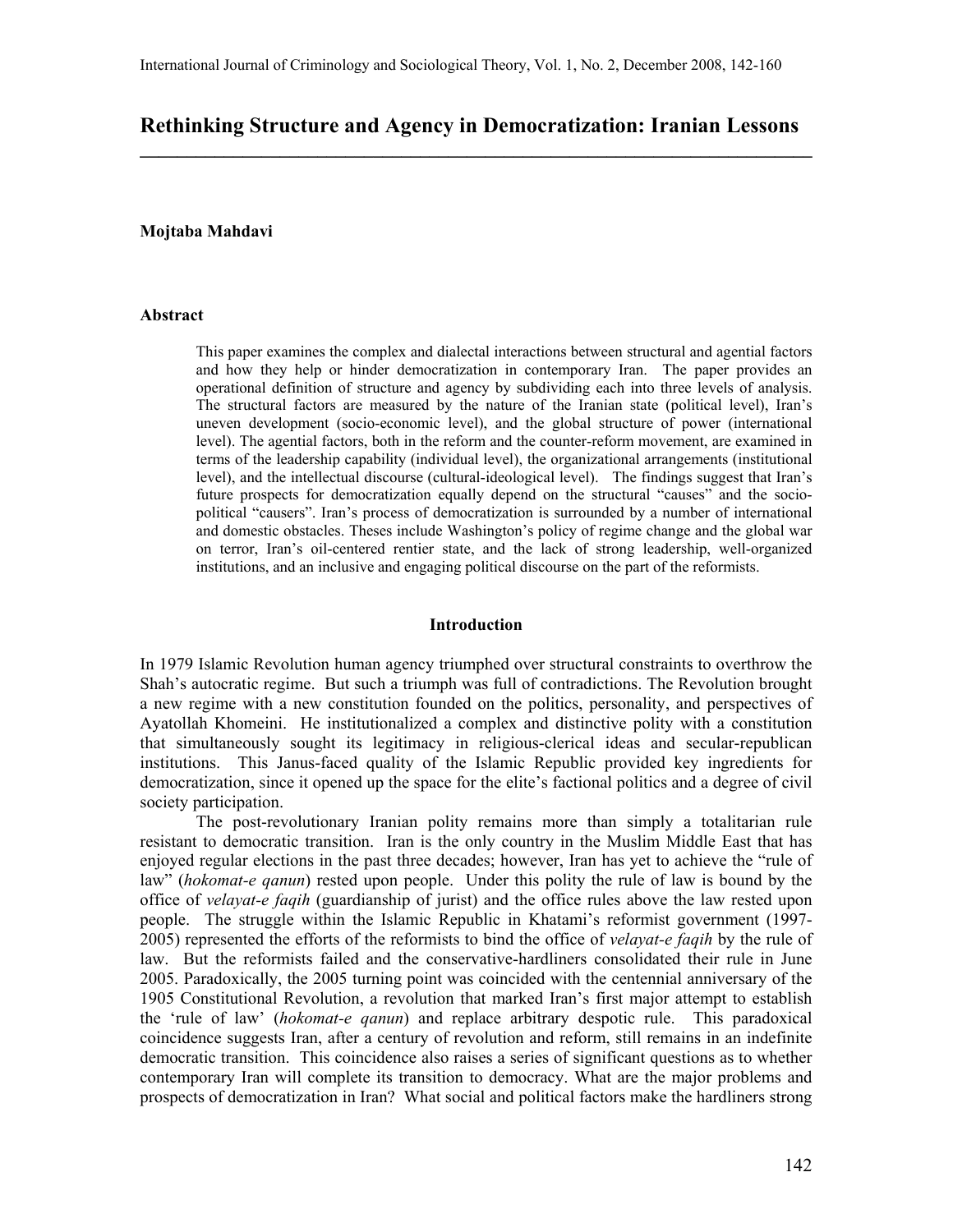# Rethinking Structure and Agency in Democratization: Iranian Lessons

**Mojtaba Mahdavi**

### Abstract

This paper examines the complex and dialectal interactions between structural and agential factors and how they help or hinder democratization in contemporary Iran. The paper provides an operational definition of structure and agency by subdividing each into three levels of analysis. The structural factors are measured by the nature of the Iranian state (political level), Iran's uneven development (socio-economic level), and the global structure of power (international level). The agential factors, both in the reform and the counter-reform movement, are examined in terms of the leadership capability (individual level), the organizational arrangements (institutional level), and the intellectual discourse (cultural-ideological level). The findings suggest that Iran's future prospects for democratization equally depend on the structural "causes" and the socio-political "causers". Iran's process of democratization is surrounded by a number of international and domestic obstacles. Theses include Washington's policy of regime change and the global war on terror, Iran's oil-centered rentier state, and the lack of strong leadership, well-organized institutions, and an inclusive and engaging political discourse on the part of the reformists.

## Introduction

In 1979 Islamic Revolution human agency triumphed over structural constraints to overthrow the Shah's autocratic regime. But such a triumph was full of contradictions. The Revolution brought a new regime with a new constitution founded on the politics, personality, and perspectives of Ayatollah Khomeini. He institutionalized a complex and distinctive polity with a constitution that simultaneously sought its legitimacy in religious-clerical ideas and secular-republican institutions. This Janus-faced quality of the Islamic Republic provided key ingredients for democratization, since it opened up the space for the elite's factional politics and a degree of civil society participation.

The post-revolutionary Iranian polity remains more than simply a totalitarian rule resistant to democratic transition. Iran is the only country in the Muslim Middle East that has enjoyed regular elections in the past three decades; however, Iran has yet to achieve the "rule of law" (*hokomat-e qanun*) rested upon people. Under this polity the rule of law is bound by the office of *velayat-e faqih* (guardianship of jurist) and the office rules above the law rested upon people. The struggle within the Islamic Republic in Khatami's reformist government (1997-2005) represented the efforts of the reformists to bind the office of *velayat-e faqih* by the rule of law. But the reformists failed and the conservative-hardliners consolidated their rule in June 2005. Paradoxically, the 2005 turning point was coincided with the centennial anniversary of the 1905 Constitutional Revolution, a revolution that marked Iran's first major attempt to establish the 'rule of law' (*hokomat-e qanun*) and replace arbitrary despotic rule. This paradoxical coincidence suggests Iran, after a century of revolution and reform, still remains in an indefinite democratic transition. This coincidence also raises a series of significant questions as to whether contemporary Iran will complete its transition to democracy. What are the major problems and prospects of democratization in Iran? What social and political factors make the hardliners strong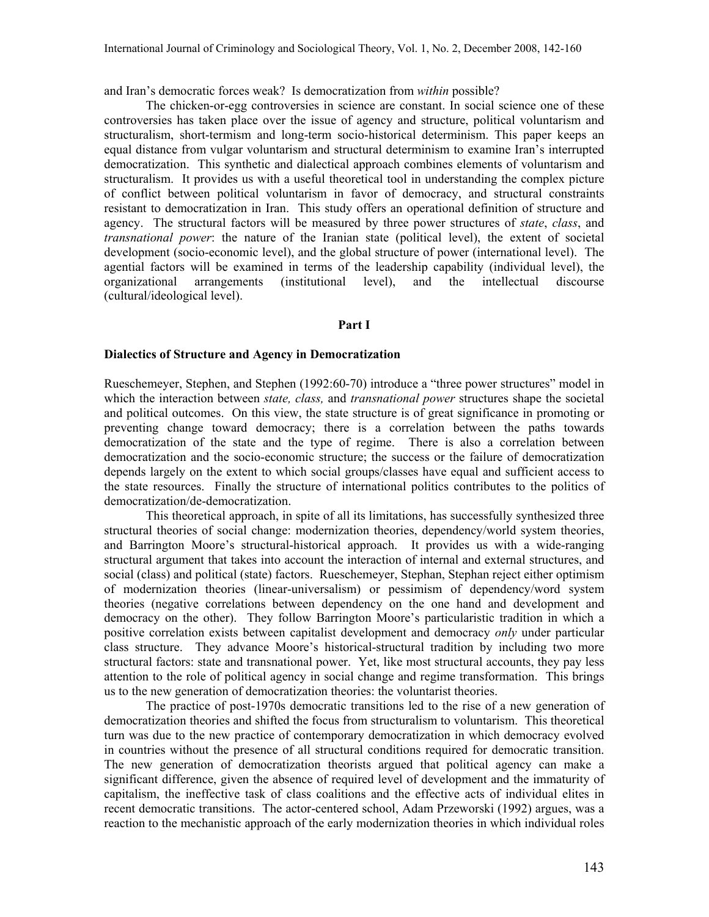and Iran's democratic forces weak? Is democratization from *within* possible?

The chicken-or-egg controversies in science are constant. In social science one of these controversies has taken place over the issue of agency and structure, political voluntarism and structuralism, short-termism and long-term socio-historical determinism. This paper keeps an equal distance from vulgar voluntarism and structural determinism to examine Iran's interrupted democratization. This synthetic and dialectical approach combines elements of voluntarism and structuralism. It provides us with a useful theoretical tool in understanding the complex picture of conflict between political voluntarism in favor of democracy, and structural constraints resistant to democratization in Iran. This study offers an operational definition of structure and agency. The structural factors will be measured by three power structures of *state*, *class*, and *transnational power*: the nature of the Iranian state (political level), the extent of societal development (socio-economic level), and the global structure of power (international level). The agential factors will be examined in terms of the leadership capability (individual level), the organizational arrangements (institutional level), and the intellectual discourse (cultural/ideological level).

## Part I

### Dialectics of Structure and Agency in Democratization

Rueschemeyer, Stephen, and Stephen (1992:60-70) introduce a "three power structures" model in which the interaction between *state, class,* and *transnational power* structures shape the societal and political outcomes. On this view, the state structure is of great significance in promoting or preventing change toward democracy; there is a correlation between the paths towards democratization of the state and the type of regime. There is also a correlation between democratization and the socio-economic structure; the success or the failure of democratization depends largely on the extent to which social groups/classes have equal and sufficient access to the state resources. Finally the structure of international politics contributes to the politics of democratization/de-democratization.

This theoretical approach, in spite of all its limitations, has successfully synthesized three structural theories of social change: modernization theories, dependency/world system theories, and Barrington Moore's structural-historical approach. It provides us with a wide-ranging structural argument that takes into account the interaction of internal and external structures, and social (class) and political (state) factors. Rueschemeyer, Stephan, Stephan reject either optimism of modernization theories (linear-universalism) or pessimism of dependency/word system theories (negative correlations between dependency on the one hand and development and democracy on the other). They follow Barrington Moore's particularistic tradition in which a positive correlation exists between capitalist development and democracy *only* under particular class structure. They advance Moore's historical-structural tradition by including two more structural factors: state and transnational power. Yet, like most structural accounts, they pay less attention to the role of political agency in social change and regime transformation. This brings us to the new generation of democratization theories: the voluntarist theories.

The practice of post-1970s democratic transitions led to the rise of a new generation of democratization theories and shifted the focus from structuralism to voluntarism. This theoretical turn was due to the new practice of contemporary democratization in which democracy evolved in countries without the presence of all structural conditions required for democratic transition. The new generation of democratization theorists argued that political agency can make a significant difference, given the absence of required level of development and the immaturity of capitalism, the ineffective task of class coalitions and the effective acts of individual elites in recent democratic transitions. The actor-centered school, Adam Przeworski (1992) argues, was a reaction to the mechanistic approach of the early modernization theories in which individual roles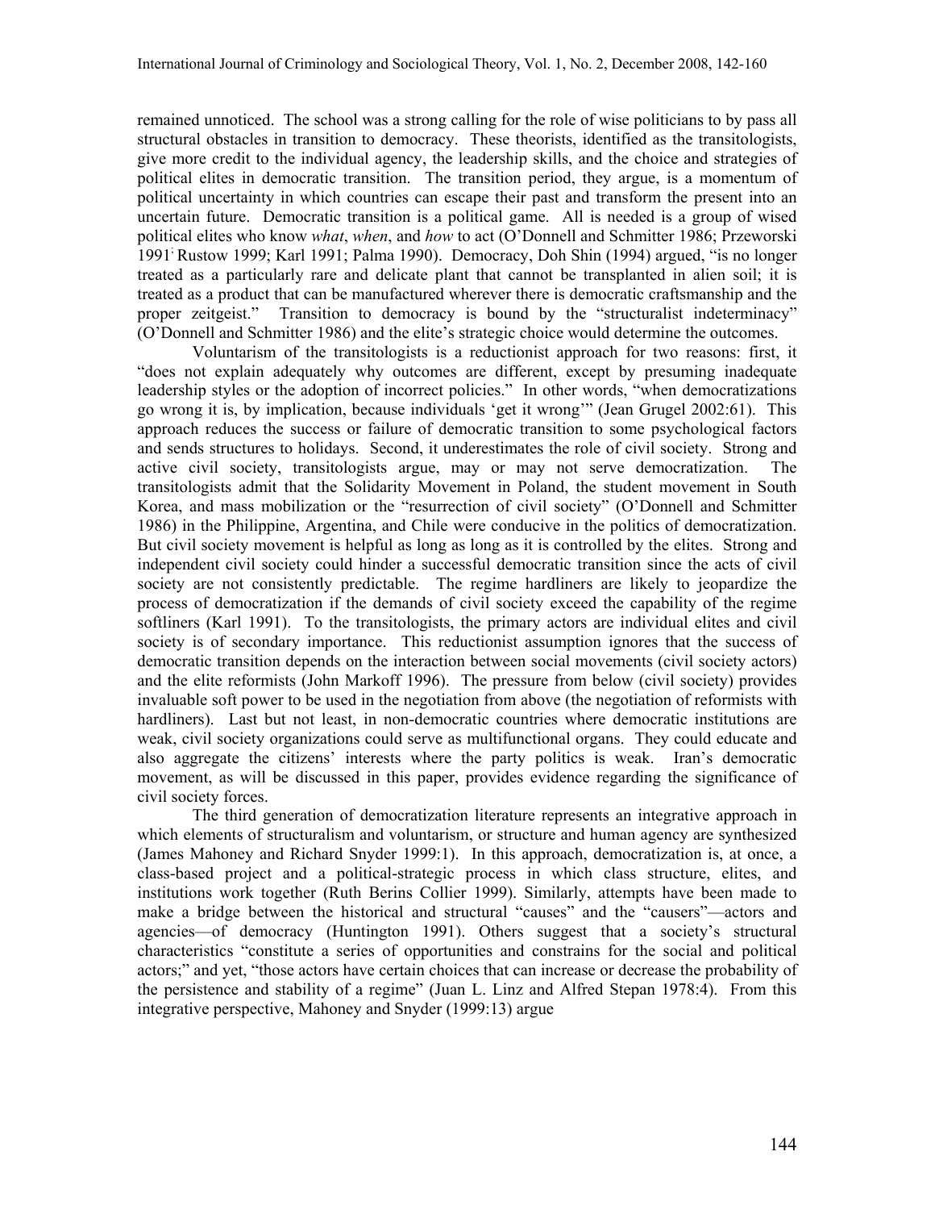remained unnoticed. The school was a strong calling for the role of wise politicians to by pass all structural obstacles in transition to democracy. These theorists, identified as the transitologists, give more credit to the individual agency, the leadership skills, and the choice and strategies of political elites in democratic transition. The transition period, they argue, is a momentum of political uncertainty in which countries can escape their past and transform the present into an uncertain future. Democratic transition is a political game. All is needed is a group of wised political elites who know *what*, *when*, and *how* to act (O'Donnell and Schmitter 1986; Przeworski 1991; Rustow 1999; Karl 1991; Palma 1990). Democracy, Doh Shin (1994) argued, "is no longer treated as a particularly rare and delicate plant that cannot be transplanted in alien soil; it is treated as a product that can be manufactured wherever there is democratic craftsmanship and the proper zeitgeist." Transition to democracy is bound by the "structuralist indeterminacy" (O'Donnell and Schmitter 1986) and the elite's strategic choice would determine the outcomes.

Voluntarism of the transitologists is a reductionist approach for two reasons: first, it "does not explain adequately why outcomes are different, except by presuming inadequate leadership styles or the adoption of incorrect policies." In other words, "when democratizations go wrong it is, by implication, because individuals 'get it wrong'" (Jean Grugel 2002:61). This approach reduces the success or failure of democratic transition to some psychological factors and sends structures to holidays. Second, it underestimates the role of civil society. Strong and active civil society, transitologists argue, may or may not serve democratization. The transitologists admit that the Solidarity Movement in Poland, the student movement in South Korea, and mass mobilization or the "resurrection of civil society" (O'Donnell and Schmitter 1986) in the Philippine, Argentina, and Chile were conducive in the politics of democratization. But civil society movement is helpful as long as it is controlled by the elites. Strong and independent civil society could hinder a successful democratic transition since the acts of civil society are not consistently predictable. The regime hardliners are likely to jeopardize the process of democratization if the demands of civil society exceed the capability of the regime softliners (Karl 1991). To the transitologists, the primary actors are individual elites and civil society is of secondary importance. This reductionist assumption ignores that the success of democratic transition depends on the interaction between social movements (civil society actors) and the elite reformists (John Markoff 1996). The pressure from below (civil society) provides invaluable soft power to be used in the negotiation from above (the negotiation of reformists with hardliners). Last but not least, in non-democratic countries where democratic institutions are weak, civil society organizations could serve as multifunctional organs. They could educate and also aggregate the citizens' interests where the party politics is weak. Iran's democratic movement, as will be discussed in this paper, provides evidence regarding the significance of civil society forces.

The third generation of democratization literature represents an integrative approach in which elements of structuralism and voluntarism, or structure and human agency are synthesized (James Mahoney and Richard Snyder 1999:1). In this approach, democratization is, at once, a class-based project and a political-strategic process in which class structure, elites, and institutions work together (Ruth Berins Collier 1999). Similarly, attempts have been made to make a bridge between the historical and structural "causes" and the "causers"—actors and agencies—of democracy (Huntington 1991). Others suggest that a society's structural characteristics "constitute a series of opportunities and constrains for the social and political actors;" and yet, "those actors have certain choices that can increase or decrease the probability of the persistence and stability of a regime" (Juan L. Linz and Alfred Stepan 1978:4). From this integrative perspective, Mahoney and Snyder (1999:13) argue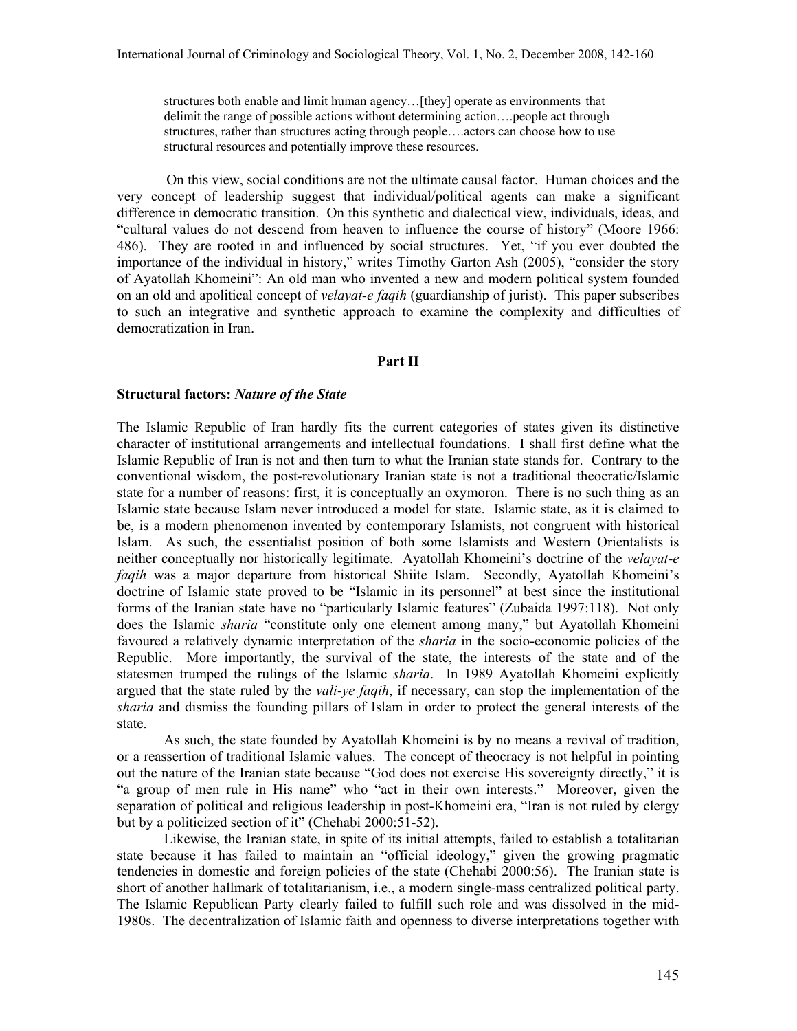> structures both enable and limit human agency…[they] operate as environments that delimit the range of possible actions without determining action….people act through structures, rather than structures acting through people….actors can choose how to use structural resources and potentially improve these resources.

On this view, social conditions are not the ultimate causal factor. Human choices and the very concept of leadership suggest that individual/political agents can make a significant difference in democratic transition. On this synthetic and dialectical view, individuals, ideas, and "cultural values do not descend from heaven to influence the course of history" (Moore 1966: 486). They are rooted in and influenced by social structures. Yet, "if you ever doubted the importance of the individual in history," writes Timothy Garton Ash (2005), "consider the story of Ayatollah Khomeini": An old man who invented a new and modern political system founded on an old and apolitical concept of *velayat-e faqih* (guardianship of jurist). This paper subscribes to such an integrative and synthetic approach to examine the complexity and difficulties of democratization in Iran.

## Part II

### Structural factors: *Nature of the State*

The Islamic Republic of Iran hardly fits the current categories of states given its distinctive character of institutional arrangements and intellectual foundations. I shall first define what the Islamic Republic of Iran is not and then turn to what the Iranian state stands for. Contrary to the conventional wisdom, the post-revolutionary Iranian state is not a traditional theocratic/Islamic state for a number of reasons: first, it is conceptually an oxymoron. There is no such thing as an Islamic state because Islam never introduced a model for state. Islamic state, as it is claimed to be, is a modern phenomenon invented by contemporary Islamists, not congruent with historical Islam. As such, the essentialist position of both some Islamists and Western Orientalists is neither conceptually nor historically legitimate. Ayatollah Khomeini's doctrine of the *velayat-e faqih* was a major departure from historical Shiite Islam. Secondly, Ayatollah Khomeini's doctrine of Islamic state proved to be "Islamic in its personnel" at best since the institutional forms of the Iranian state have no "particularly Islamic features" (Zubaida 1997:118). Not only does the Islamic *sharia* "constitute only one element among many," but Ayatollah Khomeini favoured a relatively dynamic interpretation of the *sharia* in the socio-economic policies of the Republic. More importantly, the survival of the state, the interests of the state and of the statesmen trumped the rulings of the Islamic *sharia*. In 1989 Ayatollah Khomeini explicitly argued that the state ruled by the *vali-ye faqih*, if necessary, can stop the implementation of the *sharia* and dismiss the founding pillars of Islam in order to protect the general interests of the state.

As such, the state founded by Ayatollah Khomeini is by no means a revival of tradition, or a reassertion of traditional Islamic values. The concept of theocracy is not helpful in pointing out the nature of the Iranian state because "God does not exercise His sovereignty directly," it is "a group of men rule in His name" who "act in their own interests." Moreover, given the separation of political and religious leadership in post-Khomeini era, "Iran is not ruled by clergy but by a politicized section of it" (Chehabi 2000:51-52).

Likewise, the Iranian state, in spite of its initial attempts, failed to establish a totalitarian state because it has failed to maintain an "official ideology," given the growing pragmatic tendencies in domestic and foreign policies of the state (Chehabi 2000:56). The Iranian state is short of another hallmark of totalitarianism, i.e., a modern single-mass centralized political party. The Islamic Republican Party clearly failed to fulfill such role and was dissolved in the mid-1980s. The decentralization of Islamic faith and openness to diverse interpretations together with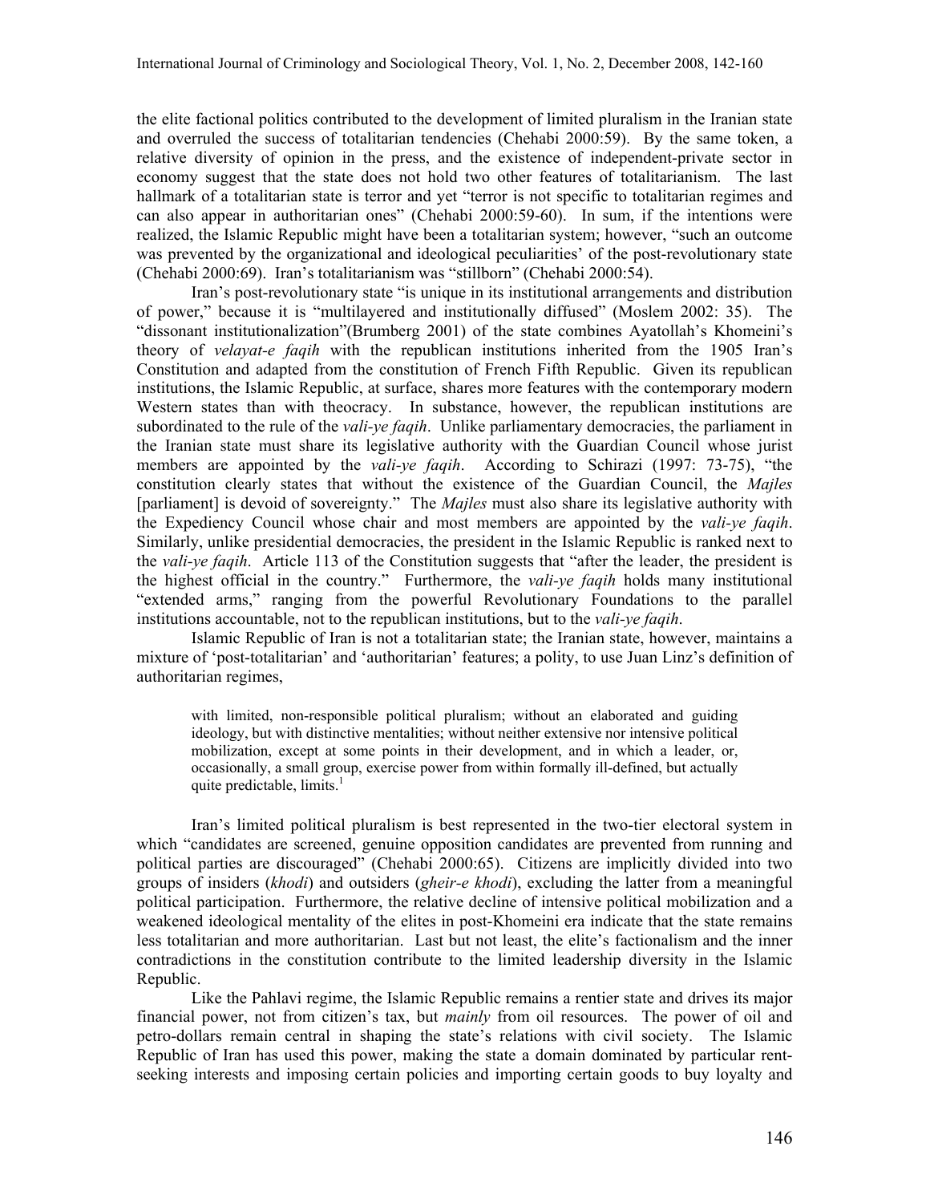the elite factional politics contributed to the development of limited pluralism in the Iranian state and overruled the success of totalitarian tendencies (Chehabi 2000:59). By the same token, a relative diversity of opinion in the press, and the existence of independent-private sector in economy suggest that the state does not hold two other features of totalitarianism. The last hallmark of a totalitarian state is terror and yet "terror is not specific to totalitarian regimes and can also appear in authoritarian ones" (Chehabi 2000:59-60). In sum, if the intentions were realized, the Islamic Republic might have been a totalitarian system; however, "such an outcome was prevented by the organizational and ideological peculiarities' of the post-revolutionary state (Chehabi 2000:69). Iran's totalitarianism was "stillborn" (Chehabi 2000:54).

Iran's post-revolutionary state "is unique in its institutional arrangements and distribution of power," because it is "multilayered and institutionally diffused" (Moslem 2002: 35). The "dissonant institutionalization"(Brumberg 2001) of the state combines Ayatollah's Khomeini's theory of *velayat-e faqih* with the republican institutions inherited from the 1905 Iran's Constitution and adapted from the constitution of French Fifth Republic. Given its republican institutions, the Islamic Republic, at surface, shares more features with the contemporary modern Western states than with theocracy. In substance, however, the republican institutions are subordinated to the rule of the *vali-ye faqih*. Unlike parliamentary democracies, the parliament in the Iranian state must share its legislative authority with the Guardian Council whose jurist members are appointed by the *vali-ye faqih*. According to Schirazi (1997: 73-75), "the constitution clearly states that without the existence of the Guardian Council, the *Majles* [parliament] is devoid of sovereignty." The *Majles* must also share its legislative authority with the Expediency Council whose chair and most members are appointed by the *vali-ye faqih*. Similarly, unlike presidential democracies, the president in the Islamic Republic is ranked next to the *vali-ye faqih*. Article 113 of the Constitution suggests that "after the leader, the president is the highest official in the country." Furthermore, the *vali-ye faqih* holds many institutional "extended arms," ranging from the powerful Revolutionary Foundations to the parallel institutions accountable, not to the republican institutions, but to the *vali-ye faqih*.

Islamic Republic of Iran is not a totalitarian state; the Iranian state, however, maintains a mixture of 'post-totalitarian' and 'authoritarian' features; a polity, to use Juan Linz's definition of authoritarian regimes,

> with limited, non-responsible political pluralism; without an elaborated and guiding ideology, but with distinctive mentalities; without neither extensive nor intensive political mobilization, except at some points in their development, and in which a leader, or, occasionally, a small group, exercise power from within formally ill-defined, but actually quite predictable, limits.[1]

Iran's limited political pluralism is best represented in the two-tier electoral system in which "candidates are screened, genuine opposition candidates are prevented from running and political parties are discouraged" (Chehabi 2000:65). Citizens are implicitly divided into two groups of insiders (*khodi*) and outsiders (*gheir-e khodi*), excluding the latter from a meaningful political participation. Furthermore, the relative decline of intensive political mobilization and a weakened ideological mentality of the elites in post-Khomeini era indicate that the state remains less totalitarian and more authoritarian. Last but not least, the elite's factionalism and the inner contradictions in the constitution contribute to the limited leadership diversity in the Islamic Republic.

Like the Pahlavi regime, the Islamic Republic remains a rentier state and drives its major financial power, not from citizen's tax, but *mainly* from oil resources. The power of oil and petro-dollars remain central in shaping the state's relations with civil society. The Islamic Republic of Iran has used this power, making the state a domain dominated by particular rent-seeking interests and imposing certain policies and importing certain goods to buy loyalty and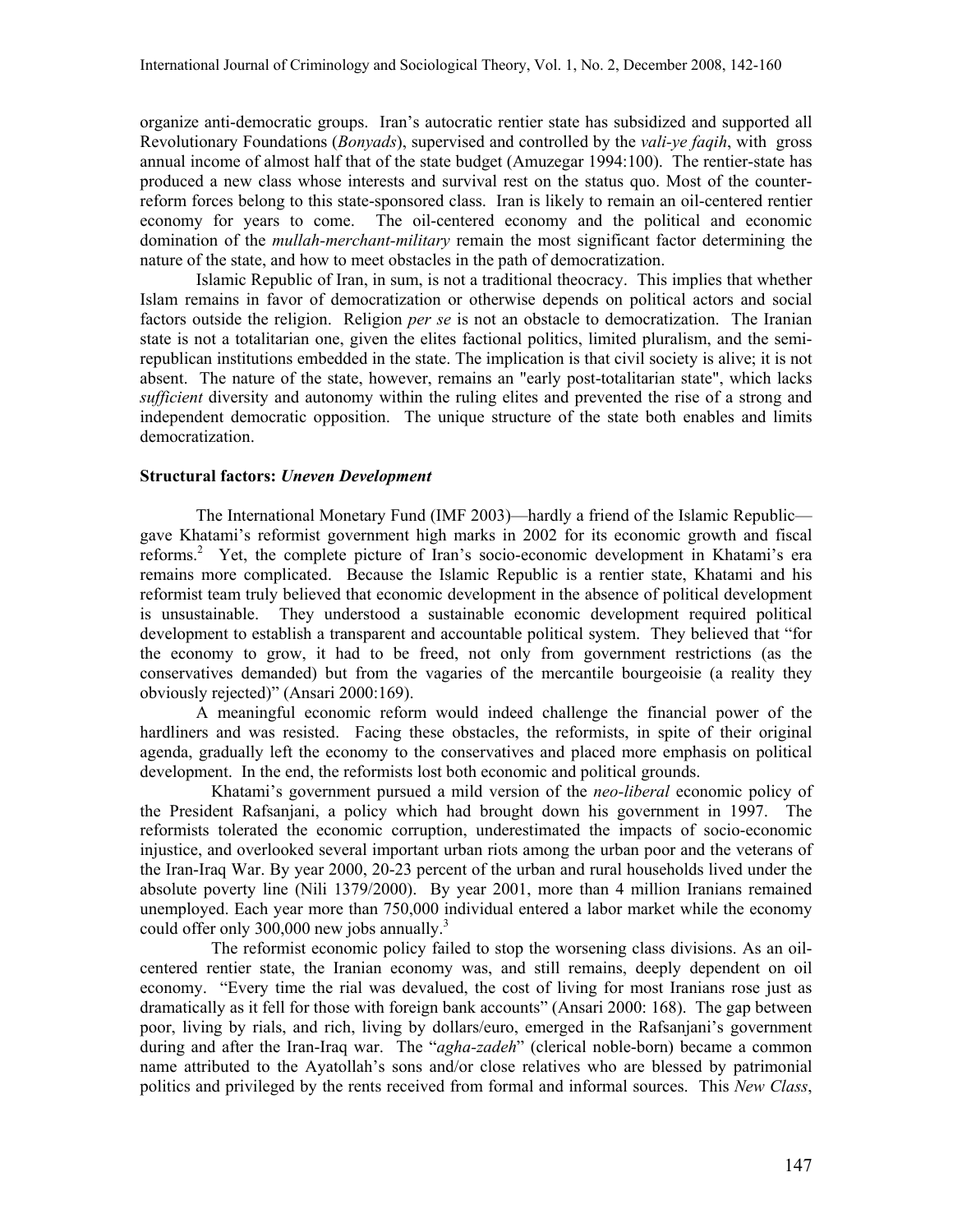organize anti-democratic groups. Iran's autocratic rentier state has subsidized and supported all Revolutionary Foundations (*Bonyads*), supervised and controlled by the *vali-ye faqih*, with gross annual income of almost half that of the state budget (Amuzegar 1994:100). The rentier-state has produced a new class whose interests and survival rest on the status quo. Most of the counter-reform forces belong to this state-sponsored class. Iran is likely to remain an oil-centered rentier economy for years to come. The oil-centered economy and the political and economic domination of the *mullah-merchant-military* remain the most significant factor determining the nature of the state, and how to meet obstacles in the path of democratization.

Islamic Republic of Iran, in sum, is not a traditional theocracy. This implies that whether Islam remains in favor of democratization or otherwise depends on political actors and social factors outside the religion. Religion *per se* is not an obstacle to democratization. The Iranian state is not a totalitarian one, given the elites factional politics, limited pluralism, and the semi-republican institutions embedded in the state. The implication is that civil society is alive; it is not absent. The nature of the state, however, remains an "early post-totalitarian state", which lacks *sufficient* diversity and autonomy within the ruling elites and prevented the rise of a strong and independent democratic opposition. The unique structure of the state both enables and limits democratization.

**Structural factors: *Uneven Development***

The International Monetary Fund (IMF 2003)—hardly a friend of the Islamic Republic—gave Khatami's reformist government high marks in 2002 for its economic growth and fiscal reforms.[2] Yet, the complete picture of Iran's socio-economic development in Khatami's era remains more complicated. Because the Islamic Republic is a rentier state, Khatami and his reformist team truly believed that economic development in the absence of political development is unsustainable. They understood a sustainable economic development required political development to establish a transparent and accountable political system. They believed that "for the economy to grow, it had to be freed, not only from government restrictions (as the conservatives demanded) but from the vagaries of the mercantile bourgeoisie (a reality they obviously rejected)" (Ansari 2000:169).

A meaningful economic reform would indeed challenge the financial power of the hardliners and was resisted. Facing these obstacles, the reformists, in spite of their original agenda, gradually left the economy to the conservatives and placed more emphasis on political development. In the end, the reformists lost both economic and political grounds.

Khatami's government pursued a mild version of the *neo-liberal* economic policy of the President Rafsanjani, a policy which had brought down his government in 1997. The reformists tolerated the economic corruption, underestimated the impacts of socio-economic injustice, and overlooked several important urban riots among the urban poor and the veterans of the Iran-Iraq War. By year 2000, 20-23 percent of the urban and rural households lived under the absolute poverty line (Nili 1379/2000). By year 2001, more than 4 million Iranians remained unemployed. Each year more than 750,000 individual entered a labor market while the economy could offer only 300,000 new jobs annually.[3]

The reformist economic policy failed to stop the worsening class divisions. As an oil-centered rentier state, the Iranian economy was, and still remains, deeply dependent on oil economy. "Every time the rial was devalued, the cost of living for most Iranians rose just as dramatically as it fell for those with foreign bank accounts" (Ansari 2000: 168). The gap between poor, living by rials, and rich, living by dollars/euro, emerged in the Rafsanjani's government during and after the Iran-Iraq war. The "*agha-zadeh*" (clerical noble-born) became a common name attributed to the Ayatollah's sons and/or close relatives who are blessed by patrimonial politics and privileged by the rents received from formal and informal sources. This *New Class*,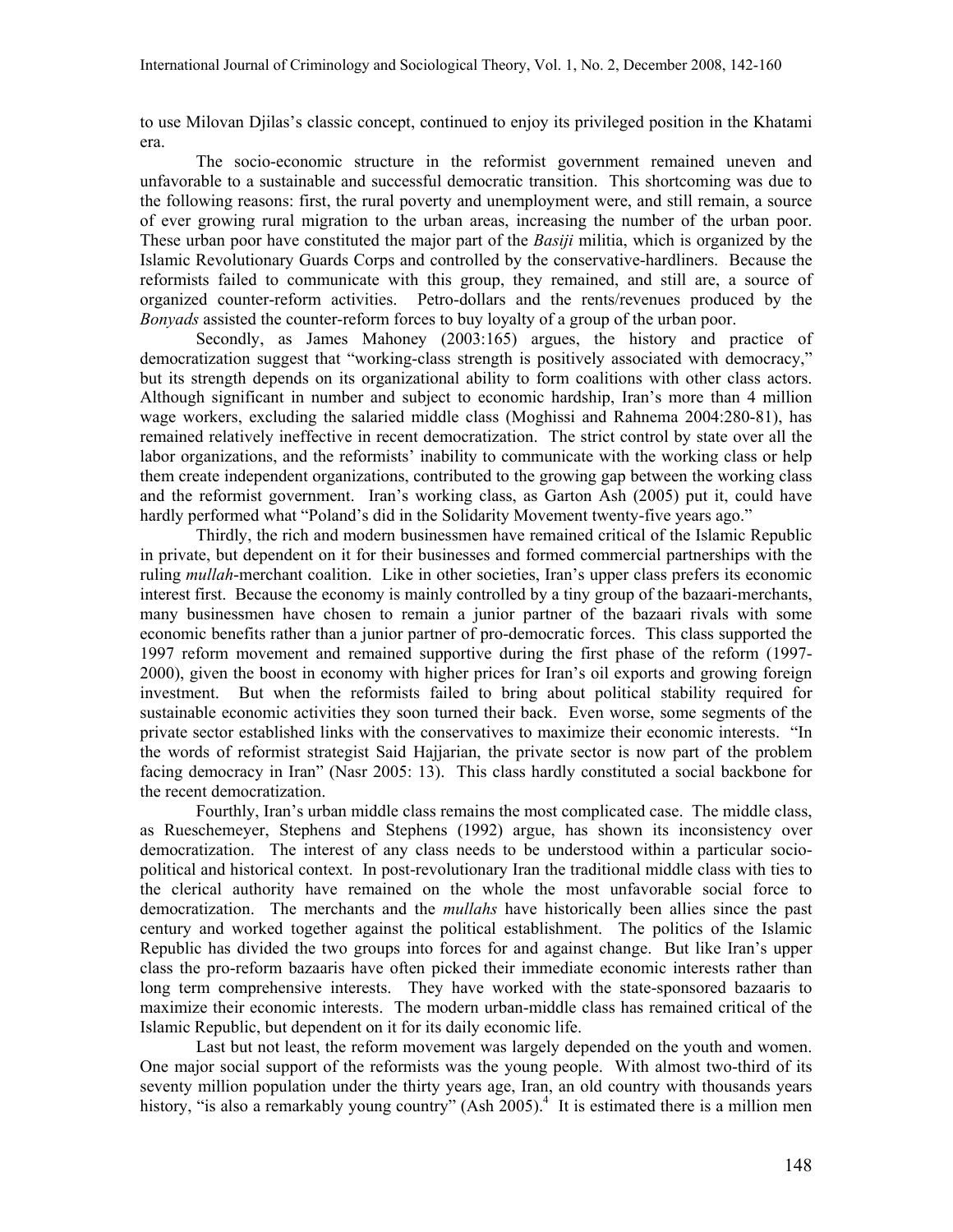to use Milovan Djilas's classic concept, continued to enjoy its privileged position in the Khatami era.

The socio-economic structure in the reformist government remained uneven and unfavorable to a sustainable and successful democratic transition. This shortcoming was due to the following reasons: first, the rural poverty and unemployment were, and still remain, a source of ever growing rural migration to the urban areas, increasing the number of the urban poor. These urban poor have constituted the major part of the *Basiji* militia, which is organized by the Islamic Revolutionary Guards Corps and controlled by the conservative-hardliners. Because the reformists failed to communicate with this group, they remained, and still are, a source of organized counter-reform activities. Petro-dollars and the rents/revenues produced by the *Bonyads* assisted the counter-reform forces to buy loyalty of a group of the urban poor.

Secondly, as James Mahoney (2003:165) argues, the history and practice of democratization suggest that "working-class strength is positively associated with democracy," but its strength depends on its organizational ability to form coalitions with other class actors. Although significant in number and subject to economic hardship, Iran's more than 4 million wage workers, excluding the salaried middle class (Moghissi and Rahnema 2004:280-81), has remained relatively ineffective in recent democratization. The strict control by state over all the labor organizations, and the reformists' inability to communicate with the working class or help them create independent organizations, contributed to the growing gap between the working class and the reformist government. Iran's working class, as Garton Ash (2005) put it, could have hardly performed what "Poland's did in the Solidarity Movement twenty-five years ago."

Thirdly, the rich and modern businessmen have remained critical of the Islamic Republic in private, but dependent on it for their businesses and formed commercial partnerships with the ruling *mullah*-merchant coalition. Like in other societies, Iran's upper class prefers its economic interest first. Because the economy is mainly controlled by a tiny group of the bazaari-merchants, many businessmen have chosen to remain a junior partner of the bazaari rivals with some economic benefits rather than a junior partner of pro-democratic forces. This class supported the 1997 reform movement and remained supportive during the first phase of the reform (1997-2000), given the boost in economy with higher prices for Iran's oil exports and growing foreign investment. But when the reformists failed to bring about political stability required for sustainable economic activities they soon turned their back. Even worse, some segments of the private sector established links with the conservatives to maximize their economic interests. "In the words of reformist strategist Said Hajjarian, the private sector is now part of the problem facing democracy in Iran" (Nasr 2005: 13). This class hardly constituted a social backbone for the recent democratization.

Fourthly, Iran's urban middle class remains the most complicated case. The middle class, as Rueschemeyer, Stephens and Stephens (1992) argue, has shown its inconsistency over democratization. The interest of any class needs to be understood within a particular socio-political and historical context. In post-revolutionary Iran the traditional middle class with ties to the clerical authority have remained on the whole the most unfavorable social force to democratization. The merchants and the *mullahs* have historically been allies since the past century and worked together against the political establishment. The politics of the Islamic Republic has divided the two groups into forces for and against change. But like Iran's upper class the pro-reform bazaaris have often picked their immediate economic interests rather than long term comprehensive interests. They have worked with the state-sponsored bazaaris to maximize their economic interests. The modern urban-middle class has remained critical of the Islamic Republic, but dependent on it for its daily economic life.

Last but not least, the reform movement was largely depended on the youth and women. One major social support of the reformists was the young people. With almost two-third of its seventy million population under the thirty years age, Iran, an old country with thousands years history, "is also a remarkably young country" (Ash 2005).[4] It is estimated there is a million men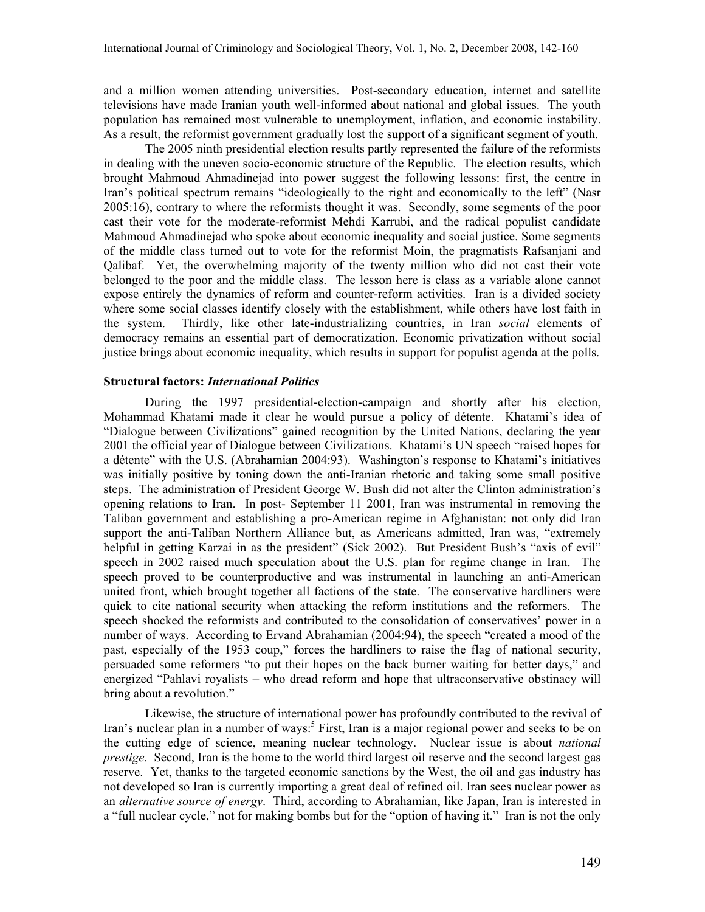and a million women attending universities. Post-secondary education, internet and satellite televisions have made Iranian youth well-informed about national and global issues. The youth population has remained most vulnerable to unemployment, inflation, and economic instability. As a result, the reformist government gradually lost the support of a significant segment of youth.

The 2005 ninth presidential election results partly represented the failure of the reformists in dealing with the uneven socio-economic structure of the Republic. The election results, which brought Mahmoud Ahmadinejad into power suggest the following lessons: first, the centre in Iran's political spectrum remains "ideologically to the right and economically to the left" (Nasr 2005:16), contrary to where the reformists thought it was. Secondly, some segments of the poor cast their vote for the moderate-reformist Mehdi Karrubi, and the radical populist candidate Mahmoud Ahmadinejad who spoke about economic inequality and social justice. Some segments of the middle class turned out to vote for the reformist Moin, the pragmatists Rafsanjani and Qalibaf. Yet, the overwhelming majority of the twenty million who did not cast their vote belonged to the poor and the middle class. The lesson here is class as a variable alone cannot expose entirely the dynamics of reform and counter-reform activities. Iran is a divided society where some social classes identify closely with the establishment, while others have lost faith in the system. Thirdly, like other late-industrializing countries, in Iran *social* elements of democracy remains an essential part of democratization. Economic privatization without social justice brings about economic inequality, which results in support for populist agenda at the polls.

**Structural factors: *International Politics***

During the 1997 presidential-election-campaign and shortly after his election, Mohammad Khatami made it clear he would pursue a policy of détente. Khatami's idea of "Dialogue between Civilizations" gained recognition by the United Nations, declaring the year 2001 the official year of Dialogue between Civilizations. Khatami's UN speech "raised hopes for a détente" with the U.S. (Abrahamian 2004:93). Washington's response to Khatami's initiatives was initially positive by toning down the anti-Iranian rhetoric and taking some small positive steps. The administration of President George W. Bush did not alter the Clinton administration's opening relations to Iran. In post- September 11 2001, Iran was instrumental in removing the Taliban government and establishing a pro-American regime in Afghanistan: not only did Iran support the anti-Taliban Northern Alliance but, as Americans admitted, Iran was, "extremely helpful in getting Karzai in as the president" (Sick 2002). But President Bush's "axis of evil" speech in 2002 raised much speculation about the U.S. plan for regime change in Iran. The speech proved to be counterproductive and was instrumental in launching an anti-American united front, which brought together all factions of the state. The conservative hardliners were quick to cite national security when attacking the reform institutions and the reformers. The speech shocked the reformists and contributed to the consolidation of conservatives' power in a number of ways. According to Ervand Abrahamian (2004:94), the speech "created a mood of the past, especially of the 1953 coup," forces the hardliners to raise the flag of national security, persuaded some reformers "to put their hopes on the back burner waiting for better days," and energized "Pahlavi royalists – who dread reform and hope that ultraconservative obstinacy will bring about a revolution."

Likewise, the structure of international power has profoundly contributed to the revival of Iran's nuclear plan in a number of ways:[5] First, Iran is a major regional power and seeks to be on the cutting edge of science, meaning nuclear technology. Nuclear issue is about *national prestige*. Second, Iran is the home to the world third largest oil reserve and the second largest gas reserve. Yet, thanks to the targeted economic sanctions by the West, the oil and gas industry has not developed so Iran is currently importing a great deal of refined oil. Iran sees nuclear power as an *alternative source of energy*. Third, according to Abrahamian, like Japan, Iran is interested in a "full nuclear cycle," not for making bombs but for the "option of having it." Iran is not the only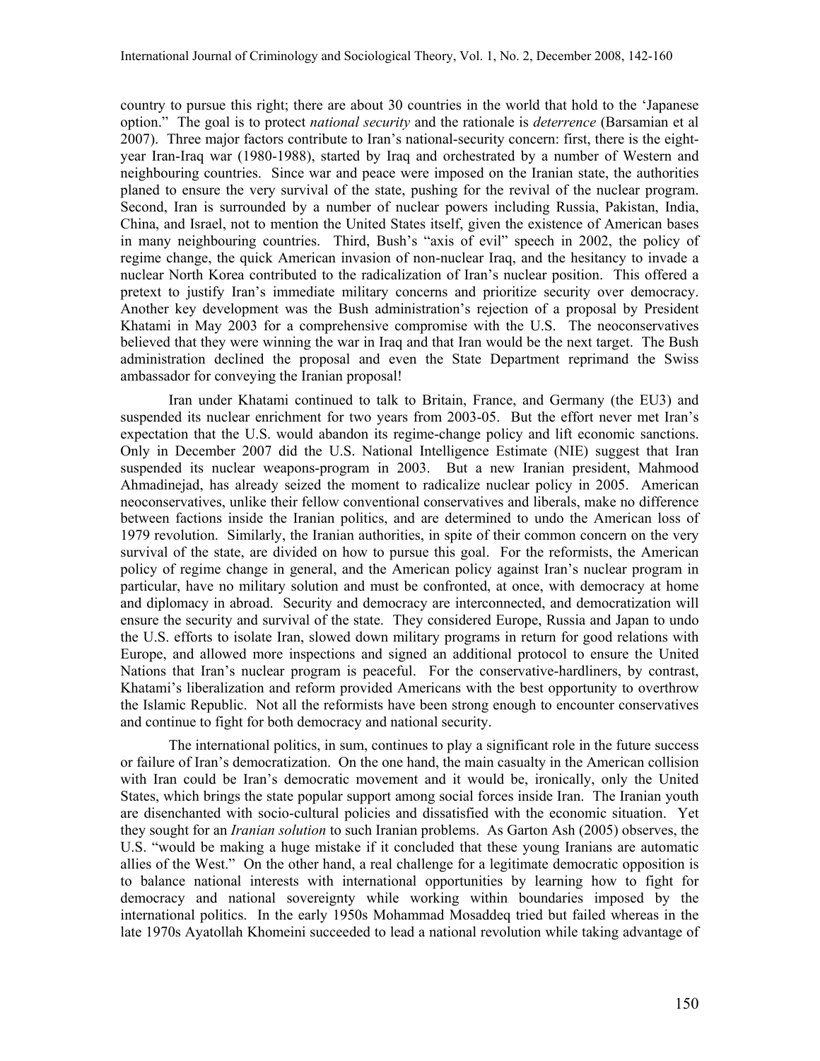country to pursue this right; there are about 30 countries in the world that hold to the 'Japanese option." The goal is to protect *national security* and the rationale is *deterrence* (Barsamian et al 2007). Three major factors contribute to Iran's national-security concern: first, there is the eight-year Iran-Iraq war (1980-1988), started by Iraq and orchestrated by a number of Western and neighbouring countries. Since war and peace were imposed on the Iranian state, the authorities planed to ensure the very survival of the state, pushing for the revival of the nuclear program. Second, Iran is surrounded by a number of nuclear powers including Russia, Pakistan, India, China, and Israel, not to mention the United States itself, given the existence of American bases in many neighbouring countries. Third, Bush's "axis of evil" speech in 2002, the policy of regime change, the quick American invasion of non-nuclear Iraq, and the hesitancy to invade a nuclear North Korea contributed to the radicalization of Iran's nuclear position. This offered a pretext to justify Iran's immediate military concerns and prioritize security over democracy. Another key development was the Bush administration's rejection of a proposal by President Khatami in May 2003 for a comprehensive compromise with the U.S. The neoconservatives believed that they were winning the war in Iraq and that Iran would be the next target. The Bush administration declined the proposal and even the State Department reprimand the Swiss ambassador for conveying the Iranian proposal!

Iran under Khatami continued to talk to Britain, France, and Germany (the EU3) and suspended its nuclear enrichment for two years from 2003-05. But the effort never met Iran's expectation that the U.S. would abandon its regime-change policy and lift economic sanctions. Only in December 2007 did the U.S. National Intelligence Estimate (NIE) suggest that Iran suspended its nuclear weapons-program in 2003. But a new Iranian president, Mahmood Ahmadinejad, has already seized the moment to radicalize nuclear policy in 2005. American neoconservatives, unlike their fellow conventional conservatives and liberals, make no difference between factions inside the Iranian politics, and are determined to undo the American loss of 1979 revolution. Similarly, the Iranian authorities, in spite of their common concern on the very survival of the state, are divided on how to pursue this goal. For the reformists, the American policy of regime change in general, and the American policy against Iran's nuclear program in particular, have no military solution and must be confronted, at once, with democracy at home and diplomacy in abroad. Security and democracy are interconnected, and democratization will ensure the security and survival of the state. They considered Europe, Russia and Japan to undo the U.S. efforts to isolate Iran, slowed down military programs in return for good relations with Europe, and allowed more inspections and signed an additional protocol to ensure the United Nations that Iran's nuclear program is peaceful. For the conservative-hardliners, by contrast, Khatami's liberalization and reform provided Americans with the best opportunity to overthrow the Islamic Republic. Not all the reformists have been strong enough to encounter conservatives and continue to fight for both democracy and national security.

The international politics, in sum, continues to play a significant role in the future success or failure of Iran's democratization. On the one hand, the main casualty in the American collision with Iran could be Iran's democratic movement and it would be, ironically, only the United States, which brings the state popular support among social forces inside Iran. The Iranian youth are disenchanted with socio-cultural policies and dissatisfied with the economic situation. Yet they sought for an *Iranian solution* to such Iranian problems. As Garton Ash (2005) observes, the U.S. "would be making a huge mistake if it concluded that these young Iranians are automatic allies of the West." On the other hand, a real challenge for a legitimate democratic opposition is to balance national interests with international opportunities by learning how to fight for democracy and national sovereignty while working within boundaries imposed by the international politics. In the early 1950s Mohammad Mosaddeq tried but failed whereas in the late 1970s Ayatollah Khomeini succeeded to lead a national revolution while taking advantage of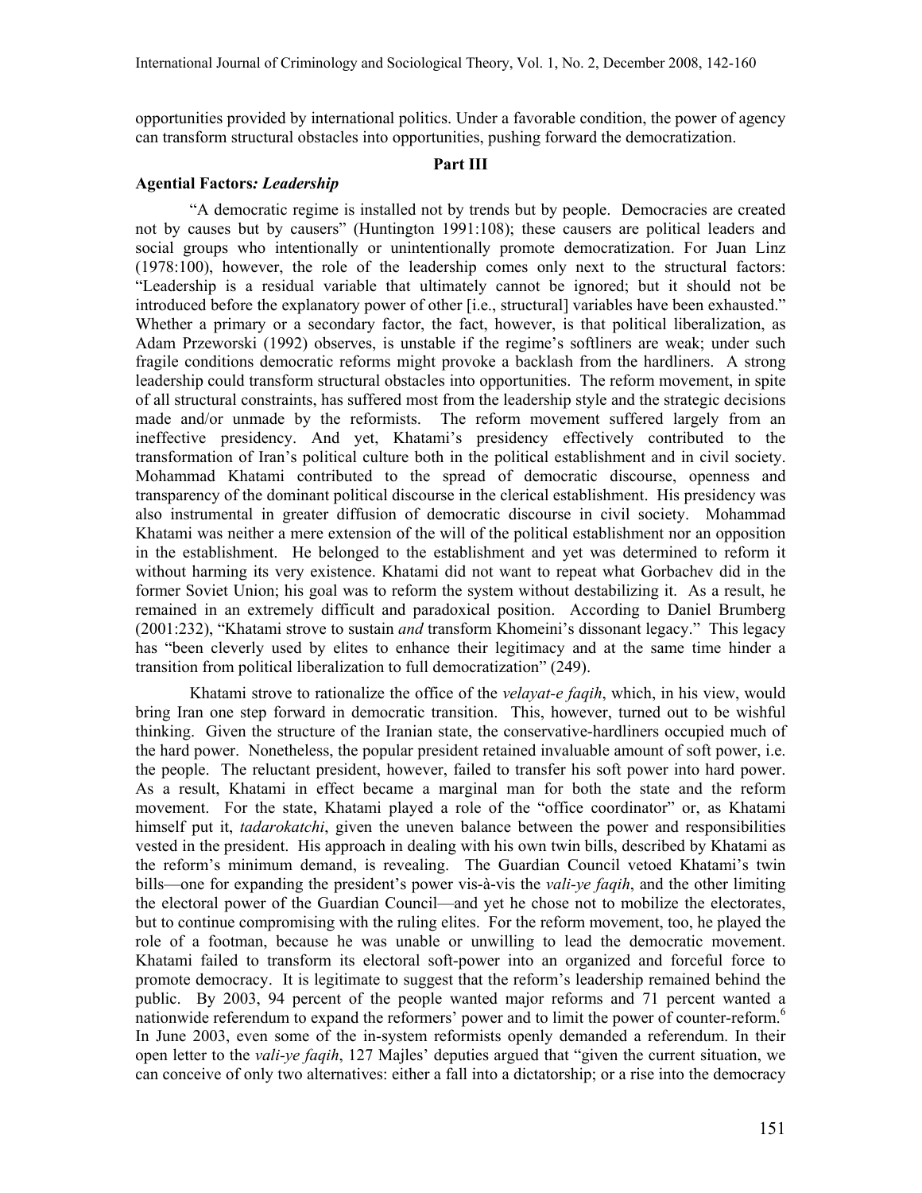opportunities provided by international politics. Under a favorable condition, the power of agency can transform structural obstacles into opportunities, pushing forward the democratization.

## Part III

### Agential Factors*: Leadership*

"A democratic regime is installed not by trends but by people. Democracies are created not by causes but by causers" (Huntington 1991:108); these causers are political leaders and social groups who intentionally or unintentionally promote democratization. For Juan Linz (1978:100), however, the role of the leadership comes only next to the structural factors: "Leadership is a residual variable that ultimately cannot be ignored; but it should not be introduced before the explanatory power of other [i.e., structural] variables have been exhausted." Whether a primary or a secondary factor, the fact, however, is that political liberalization, as Adam Przeworski (1992) observes, is unstable if the regime's softliners are weak; under such fragile conditions democratic reforms might provoke a backlash from the hardliners. A strong leadership could transform structural obstacles into opportunities. The reform movement, in spite of all structural constraints, has suffered most from the leadership style and the strategic decisions made and/or unmade by the reformists. The reform movement suffered largely from an ineffective presidency. And yet, Khatami's presidency effectively contributed to the transformation of Iran's political culture both in the political establishment and in civil society. Mohammad Khatami contributed to the spread of democratic discourse, openness and transparency of the dominant political discourse in the clerical establishment. His presidency was also instrumental in greater diffusion of democratic discourse in civil society. Mohammad Khatami was neither a mere extension of the will of the political establishment nor an opposition in the establishment. He belonged to the establishment and yet was determined to reform it without harming its very existence. Khatami did not want to repeat what Gorbachev did in the former Soviet Union; his goal was to reform the system without destabilizing it. As a result, he remained in an extremely difficult and paradoxical position. According to Daniel Brumberg (2001:232), "Khatami strove to sustain *and* transform Khomeini's dissonant legacy." This legacy has "been cleverly used by elites to enhance their legitimacy and at the same time hinder a transition from political liberalization to full democratization" (249).

Khatami strove to rationalize the office of the *velayat-e faqih*, which, in his view, would bring Iran one step forward in democratic transition. This, however, turned out to be wishful thinking. Given the structure of the Iranian state, the conservative-hardliners occupied much of the hard power. Nonetheless, the popular president retained invaluable amount of soft power, i.e. the people. The reluctant president, however, failed to transfer his soft power into hard power. As a result, Khatami in effect became a marginal man for both the state and the reform movement. For the state, Khatami played a role of the "office coordinator" or, as Khatami himself put it, *tadarokatchi*, given the uneven balance between the power and responsibilities vested in the president. His approach in dealing with his own twin bills, described by Khatami as the reform's minimum demand, is revealing. The Guardian Council vetoed Khatami's twin bills—one for expanding the president's power vis-à-vis the *vali-ye faqih*, and the other limiting the electoral power of the Guardian Council—and yet he chose not to mobilize the electorates, but to continue compromising with the ruling elites. For the reform movement, too, he played the role of a footman, because he was unable or unwilling to lead the democratic movement. Khatami failed to transform its electoral soft-power into an organized and forceful force to promote democracy. It is legitimate to suggest that the reform's leadership remained behind the public. By 2003, 94 percent of the people wanted major reforms and 71 percent wanted a nationwide referendum to expand the reformers' power and to limit the power of counter-reform.[6] In June 2003, even some of the in-system reformists openly demanded a referendum. In their open letter to the *vali-ye faqih*, 127 Majles' deputies argued that "given the current situation, we can conceive of only two alternatives: either a fall into a dictatorship; or a rise into the democracy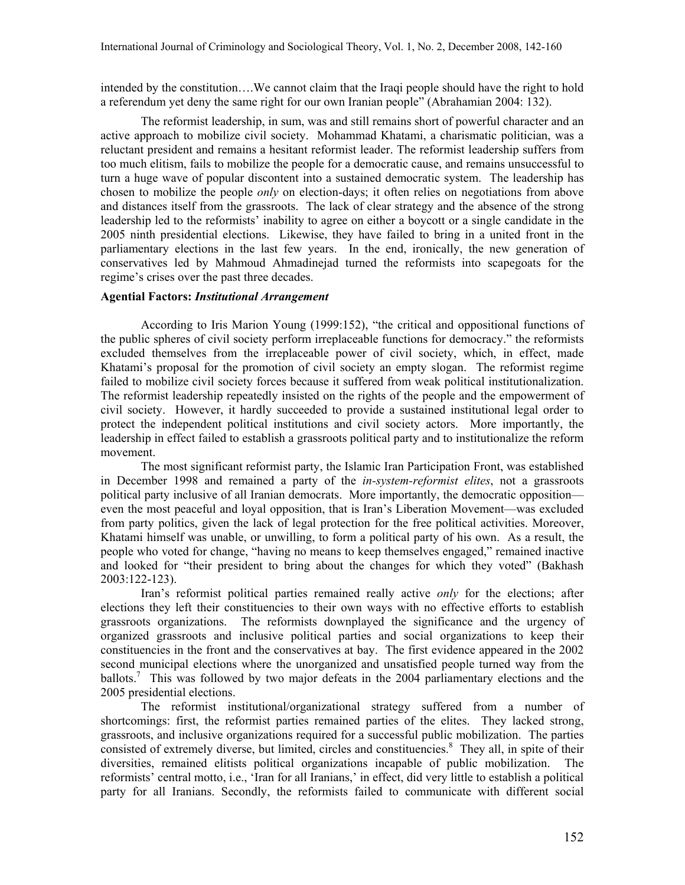intended by the constitution….We cannot claim that the Iraqi people should have the right to hold a referendum yet deny the same right for our own Iranian people" (Abrahamian 2004: 132).

The reformist leadership, in sum, was and still remains short of powerful character and an active approach to mobilize civil society. Mohammad Khatami, a charismatic politician, was a reluctant president and remains a hesitant reformist leader. The reformist leadership suffers from too much elitism, fails to mobilize the people for a democratic cause, and remains unsuccessful to turn a huge wave of popular discontent into a sustained democratic system. The leadership has chosen to mobilize the people *only* on election-days; it often relies on negotiations from above and distances itself from the grassroots. The lack of clear strategy and the absence of the strong leadership led to the reformists' inability to agree on either a boycott or a single candidate in the 2005 ninth presidential elections. Likewise, they have failed to bring in a united front in the parliamentary elections in the last few years. In the end, ironically, the new generation of conservatives led by Mahmoud Ahmadinejad turned the reformists into scapegoats for the regime's crises over the past three decades.

**Agential Factors:** ***Institutional Arrangement***

According to Iris Marion Young (1999:152), "the critical and oppositional functions of the public spheres of civil society perform irreplaceable functions for democracy." the reformists excluded themselves from the irreplaceable power of civil society, which, in effect, made Khatami's proposal for the promotion of civil society an empty slogan. The reformist regime failed to mobilize civil society forces because it suffered from weak political institutionalization. The reformist leadership repeatedly insisted on the rights of the people and the empowerment of civil society. However, it hardly succeeded to provide a sustained institutional legal order to protect the independent political institutions and civil society actors. More importantly, the leadership in effect failed to establish a grassroots political party and to institutionalize the reform movement.

The most significant reformist party, the Islamic Iran Participation Front, was established in December 1998 and remained a party of the *in-system-reformist elites*, not a grassroots political party inclusive of all Iranian democrats. More importantly, the democratic opposition—even the most peaceful and loyal opposition, that is Iran's Liberation Movement—was excluded from party politics, given the lack of legal protection for the free political activities. Moreover, Khatami himself was unable, or unwilling, to form a political party of his own. As a result, the people who voted for change, "having no means to keep themselves engaged," remained inactive and looked for "their president to bring about the changes for which they voted" (Bakhash 2003:122-123).

Iran's reformist political parties remained really active *only* for the elections; after elections they left their constituencies to their own ways with no effective efforts to establish grassroots organizations. The reformists downplayed the significance and the urgency of organized grassroots and inclusive political parties and social organizations to keep their constituencies in the front and the conservatives at bay. The first evidence appeared in the 2002 second municipal elections where the unorganized and unsatisfied people turned way from the ballots.[7] This was followed by two major defeats in the 2004 parliamentary elections and the 2005 presidential elections.

The reformist institutional/organizational strategy suffered from a number of shortcomings: first, the reformist parties remained parties of the elites. They lacked strong, grassroots, and inclusive organizations required for a successful public mobilization. The parties consisted of extremely diverse, but limited, circles and constituencies.[8] They all, in spite of their diversities, remained elitists political organizations incapable of public mobilization. The reformists' central motto, i.e., 'Iran for all Iranians,' in effect, did very little to establish a political party for all Iranians. Secondly, the reformists failed to communicate with different social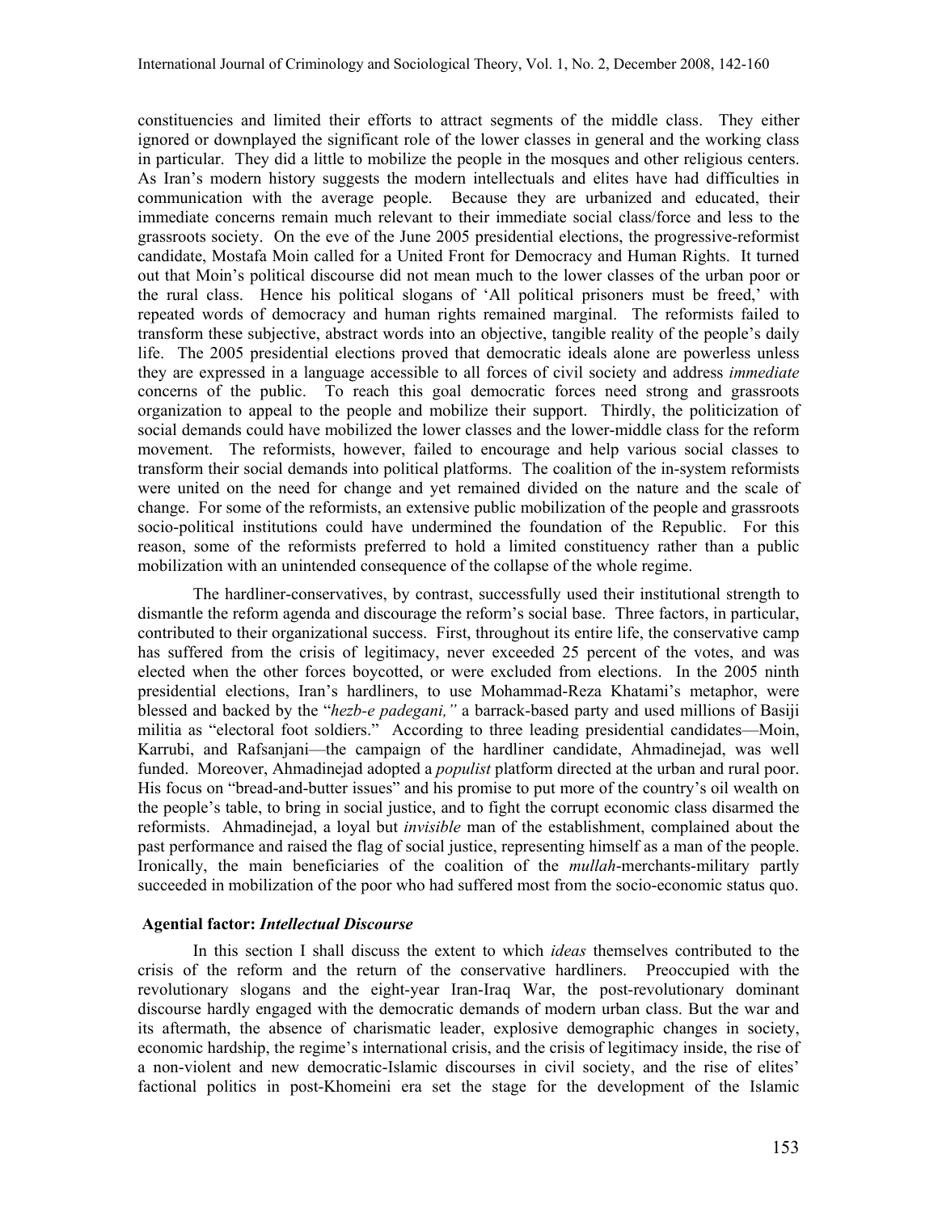constituencies and limited their efforts to attract segments of the middle class. They either ignored or downplayed the significant role of the lower classes in general and the working class in particular. They did a little to mobilize the people in the mosques and other religious centers. As Iran's modern history suggests the modern intellectuals and elites have had difficulties in communication with the average people. Because they are urbanized and educated, their immediate concerns remain much relevant to their immediate social class/force and less to the grassroots society. On the eve of the June 2005 presidential elections, the progressive-reformist candidate, Mostafa Moin called for a United Front for Democracy and Human Rights. It turned out that Moin's political discourse did not mean much to the lower classes of the urban poor or the rural class. Hence his political slogans of 'All political prisoners must be freed,' with repeated words of democracy and human rights remained marginal. The reformists failed to transform these subjective, abstract words into an objective, tangible reality of the people's daily life. The 2005 presidential elections proved that democratic ideals alone are powerless unless they are expressed in a language accessible to all forces of civil society and address *immediate* concerns of the public. To reach this goal democratic forces need strong and grassroots organization to appeal to the people and mobilize their support. Thirdly, the politicization of social demands could have mobilized the lower classes and the lower-middle class for the reform movement. The reformists, however, failed to encourage and help various social classes to transform their social demands into political platforms. The coalition of the in-system reformists were united on the need for change and yet remained divided on the nature and the scale of change. For some of the reformists, an extensive public mobilization of the people and grassroots socio-political institutions could have undermined the foundation of the Republic. For this reason, some of the reformists preferred to hold a limited constituency rather than a public mobilization with an unintended consequence of the collapse of the whole regime.

The hardliner-conservatives, by contrast, successfully used their institutional strength to dismantle the reform agenda and discourage the reform's social base. Three factors, in particular, contributed to their organizational success. First, throughout its entire life, the conservative camp has suffered from the crisis of legitimacy, never exceeded 25 percent of the votes, and was elected when the other forces boycotted, or were excluded from elections. In the 2005 ninth presidential elections, Iran's hardliners, to use Mohammad-Reza Khatami's metaphor, were blessed and backed by the "*hezb-e padegani,"* a barrack-based party and used millions of Basiji militia as "electoral foot soldiers." According to three leading presidential candidates—Moin, Karrubi, and Rafsanjani—the campaign of the hardliner candidate, Ahmadinejad, was well funded. Moreover, Ahmadinejad adopted a *populist* platform directed at the urban and rural poor. His focus on "bread-and-butter issues" and his promise to put more of the country's oil wealth on the people's table, to bring in social justice, and to fight the corrupt economic class disarmed the reformists. Ahmadinejad, a loyal but *invisible* man of the establishment, complained about the past performance and raised the flag of social justice, representing himself as a man of the people. Ironically, the main beneficiaries of the coalition of the *mullah*-merchants-military partly succeeded in mobilization of the poor who had suffered most from the socio-economic status quo.

### Agential factor: *Intellectual Discourse*

In this section I shall discuss the extent to which *ideas* themselves contributed to the crisis of the reform and the return of the conservative hardliners. Preoccupied with the revolutionary slogans and the eight-year Iran-Iraq War, the post-revolutionary dominant discourse hardly engaged with the democratic demands of modern urban class. But the war and its aftermath, the absence of charismatic leader, explosive demographic changes in society, economic hardship, the regime's international crisis, and the crisis of legitimacy inside, the rise of a non-violent and new democratic-Islamic discourses in civil society, and the rise of elites' factional politics in post-Khomeini era set the stage for the development of the Islamic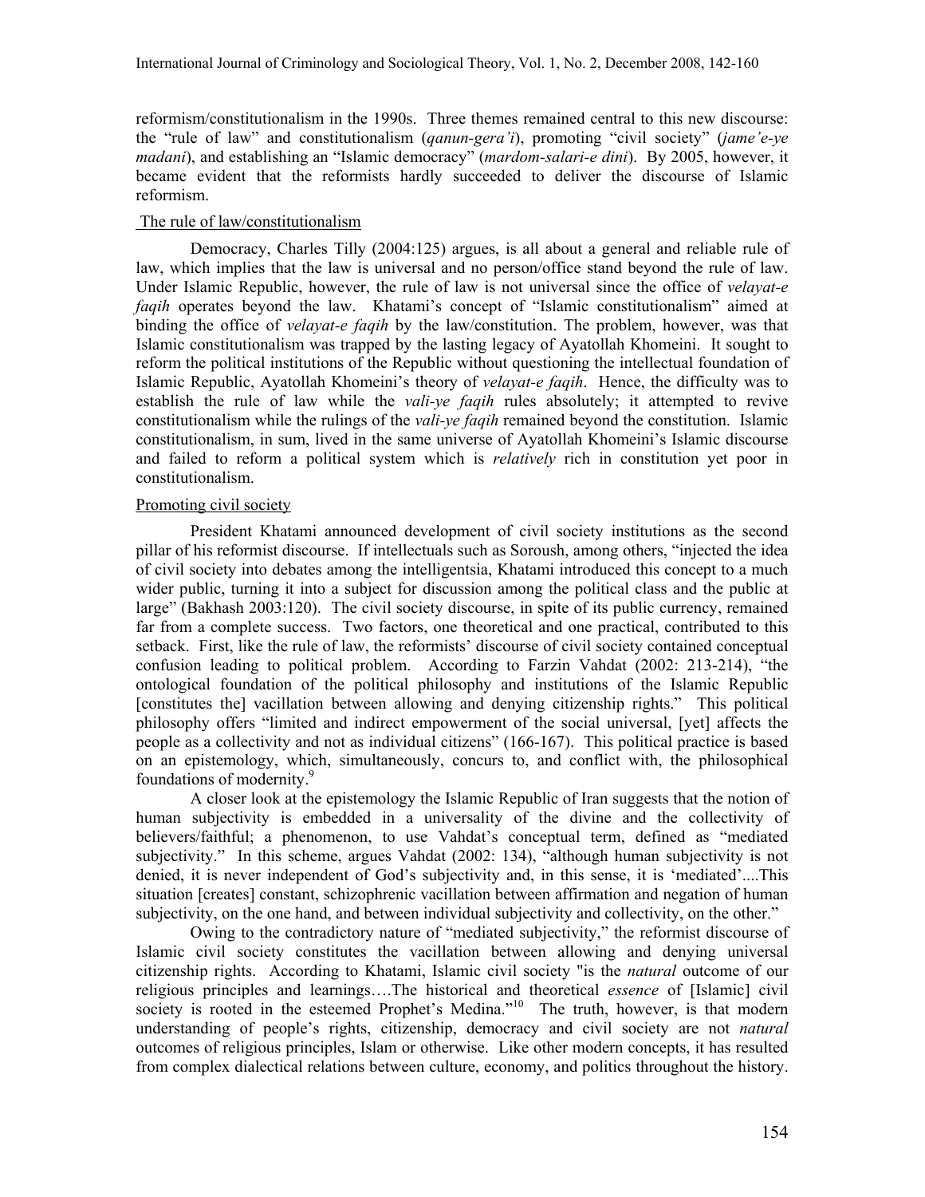reformism/constitutionalism in the 1990s. Three themes remained central to this new discourse: the "rule of law" and constitutionalism (*qanun-gera'i*), promoting "civil society" (*jame'e-ye madani*), and establishing an "Islamic democracy" (*mardom-salari-e dini*). By 2005, however, it became evident that the reformists hardly succeeded to deliver the discourse of Islamic reformism.

The rule of law/constitutionalism

Democracy, Charles Tilly (2004:125) argues, is all about a general and reliable rule of law, which implies that the law is universal and no person/office stand beyond the rule of law. Under Islamic Republic, however, the rule of law is not universal since the office of *velayat-e faqih* operates beyond the law. Khatami's concept of "Islamic constitutionalism" aimed at binding the office of *velayat-e faqih* by the law/constitution. The problem, however, was that Islamic constitutionalism was trapped by the lasting legacy of Ayatollah Khomeini. It sought to reform the political institutions of the Republic without questioning the intellectual foundation of Islamic Republic, Ayatollah Khomeini's theory of *velayat-e faqih*. Hence, the difficulty was to establish the rule of law while the *vali-ye faqih* rules absolutely; it attempted to revive constitutionalism while the rulings of the *vali-ye faqih* remained beyond the constitution. Islamic constitutionalism, in sum, lived in the same universe of Ayatollah Khomeini's Islamic discourse and failed to reform a political system which is *relatively* rich in constitution yet poor in constitutionalism.

Promoting civil society

President Khatami announced development of civil society institutions as the second pillar of his reformist discourse. If intellectuals such as Soroush, among others, "injected the idea of civil society into debates among the intelligentsia, Khatami introduced this concept to a much wider public, turning it into a subject for discussion among the political class and the public at large" (Bakhash 2003:120). The civil society discourse, in spite of its public currency, remained far from a complete success. Two factors, one theoretical and one practical, contributed to this setback. First, like the rule of law, the reformists' discourse of civil society contained conceptual confusion leading to political problem. According to Farzin Vahdat (2002: 213-214), "the ontological foundation of the political philosophy and institutions of the Islamic Republic [constitutes the] vacillation between allowing and denying citizenship rights." This political philosophy offers "limited and indirect empowerment of the social universal, [yet] affects the people as a collectivity and not as individual citizens" (166-167). This political practice is based on an epistemology, which, simultaneously, concurs to, and conflict with, the philosophical foundations of modernity.[9]

A closer look at the epistemology the Islamic Republic of Iran suggests that the notion of human subjectivity is embedded in a universality of the divine and the collectivity of believers/faithful; a phenomenon, to use Vahdat's conceptual term, defined as "mediated subjectivity." In this scheme, argues Vahdat (2002: 134), "although human subjectivity is not denied, it is never independent of God's subjectivity and, in this sense, it is 'mediated'....This situation [creates] constant, schizophrenic vacillation between affirmation and negation of human subjectivity, on the one hand, and between individual subjectivity and collectivity, on the other."

Owing to the contradictory nature of "mediated subjectivity," the reformist discourse of Islamic civil society constitutes the vacillation between allowing and denying universal citizenship rights. According to Khatami, Islamic civil society "is the *natural* outcome of our religious principles and learnings….The historical and theoretical *essence* of [Islamic] civil society is rooted in the esteemed Prophet's Medina."[10] The truth, however, is that modern understanding of people's rights, citizenship, democracy and civil society are not *natural* outcomes of religious principles, Islam or otherwise. Like other modern concepts, it has resulted from complex dialectical relations between culture, economy, and politics throughout the history.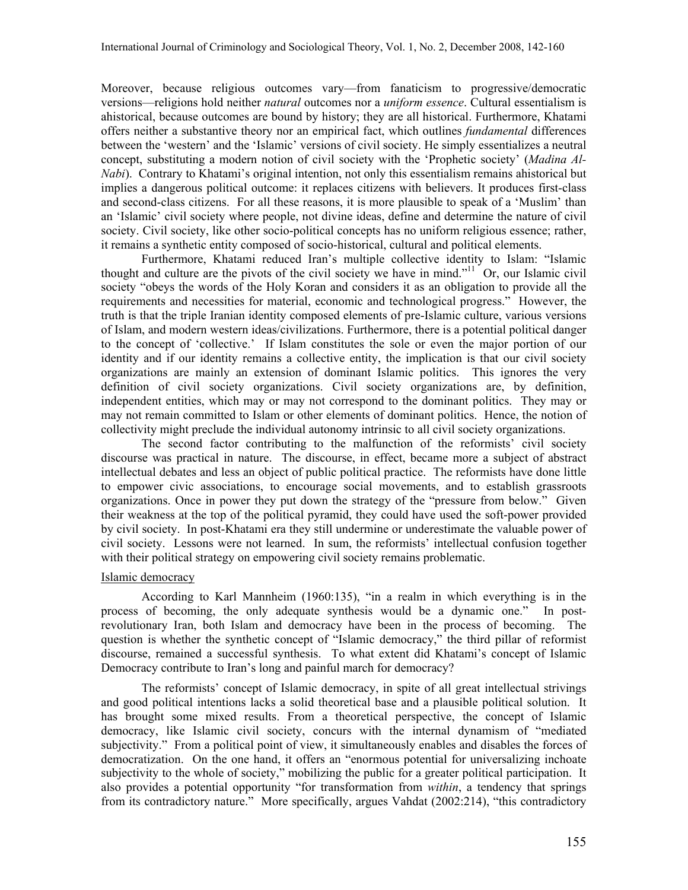Moreover, because religious outcomes vary—from fanaticism to progressive/democratic versions—religions hold neither *natural* outcomes nor a *uniform essence*. Cultural essentialism is ahistorical, because outcomes are bound by history; they are all historical. Furthermore, Khatami offers neither a substantive theory nor an empirical fact, which outlines *fundamental* differences between the 'western' and the 'Islamic' versions of civil society. He simply essentializes a neutral concept, substituting a modern notion of civil society with the 'Prophetic society' (*Madina Al-Nabi*). Contrary to Khatami's original intention, not only this essentialism remains ahistorical but implies a dangerous political outcome: it replaces citizens with believers. It produces first-class and second-class citizens. For all these reasons, it is more plausible to speak of a 'Muslim' than an 'Islamic' civil society where people, not divine ideas, define and determine the nature of civil society. Civil society, like other socio-political concepts has no uniform religious essence; rather, it remains a synthetic entity composed of socio-historical, cultural and political elements.

Furthermore, Khatami reduced Iran's multiple collective identity to Islam: "Islamic thought and culture are the pivots of the civil society we have in mind."[11] Or, our Islamic civil society "obeys the words of the Holy Koran and considers it as an obligation to provide all the requirements and necessities for material, economic and technological progress." However, the truth is that the triple Iranian identity composed elements of pre-Islamic culture, various versions of Islam, and modern western ideas/civilizations. Furthermore, there is a potential political danger to the concept of 'collective.' If Islam constitutes the sole or even the major portion of our identity and if our identity remains a collective entity, the implication is that our civil society organizations are mainly an extension of dominant Islamic politics. This ignores the very definition of civil society organizations. Civil society organizations are, by definition, independent entities, which may or may not correspond to the dominant politics. They may or may not remain committed to Islam or other elements of dominant politics. Hence, the notion of collectivity might preclude the individual autonomy intrinsic to all civil society organizations.

The second factor contributing to the malfunction of the reformists' civil society discourse was practical in nature. The discourse, in effect, became more a subject of abstract intellectual debates and less an object of public political practice. The reformists have done little to empower civic associations, to encourage social movements, and to establish grassroots organizations. Once in power they put down the strategy of the "pressure from below." Given their weakness at the top of the political pyramid, they could have used the soft-power provided by civil society. In post-Khatami era they still undermine or underestimate the valuable power of civil society. Lessons were not learned. In sum, the reformists' intellectual confusion together with their political strategy on empowering civil society remains problematic.

## Islamic democracy

According to Karl Mannheim (1960:135), "in a realm in which everything is in the process of becoming, the only adequate synthesis would be a dynamic one." In post-revolutionary Iran, both Islam and democracy have been in the process of becoming. The question is whether the synthetic concept of "Islamic democracy," the third pillar of reformist discourse, remained a successful synthesis. To what extent did Khatami's concept of Islamic Democracy contribute to Iran's long and painful march for democracy?

The reformists' concept of Islamic democracy, in spite of all great intellectual strivings and good political intentions lacks a solid theoretical base and a plausible political solution. It has brought some mixed results. From a theoretical perspective, the concept of Islamic democracy, like Islamic civil society, concurs with the internal dynamism of "mediated subjectivity." From a political point of view, it simultaneously enables and disables the forces of democratization. On the one hand, it offers an "enormous potential for universalizing inchoate subjectivity to the whole of society," mobilizing the public for a greater political participation. It also provides a potential opportunity "for transformation from *within*, a tendency that springs from its contradictory nature." More specifically, argues Vahdat (2002:214), "this contradictory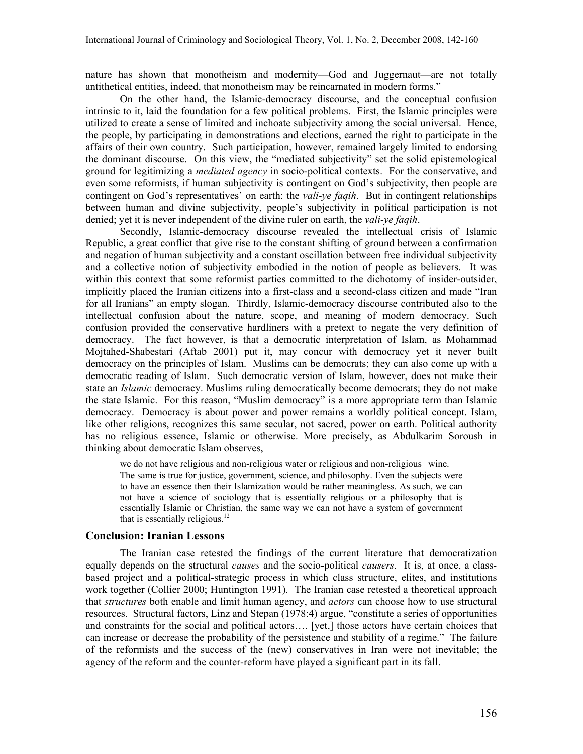nature has shown that monotheism and modernity—God and Juggernaut—are not totally antithetical entities, indeed, that monotheism may be reincarnated in modern forms."

On the other hand, the Islamic-democracy discourse, and the conceptual confusion intrinsic to it, laid the foundation for a few political problems. First, the Islamic principles were utilized to create a sense of limited and inchoate subjectivity among the social universal. Hence, the people, by participating in demonstrations and elections, earned the right to participate in the affairs of their own country. Such participation, however, remained largely limited to endorsing the dominant discourse. On this view, the "mediated subjectivity" set the solid epistemological ground for legitimizing a *mediated agency* in socio-political contexts. For the conservative, and even some reformists, if human subjectivity is contingent on God's subjectivity, then people are contingent on God's representatives' on earth: the *vali-ye faqih*. But in contingent relationships between human and divine subjectivity, people's subjectivity in political participation is not denied; yet it is never independent of the divine ruler on earth, the *vali-ye faqih*.

Secondly, Islamic-democracy discourse revealed the intellectual crisis of Islamic Republic, a great conflict that give rise to the constant shifting of ground between a confirmation and negation of human subjectivity and a constant oscillation between free individual subjectivity and a collective notion of subjectivity embodied in the notion of people as believers. It was within this context that some reformist parties committed to the dichotomy of insider-outsider, implicitly placed the Iranian citizens into a first-class and a second-class citizen and made "Iran for all Iranians" an empty slogan. Thirdly, Islamic-democracy discourse contributed also to the intellectual confusion about the nature, scope, and meaning of modern democracy. Such confusion provided the conservative hardliners with a pretext to negate the very definition of democracy. The fact however, is that a democratic interpretation of Islam, as Mohammad Mojtahed-Shabestari (Aftab 2001) put it, may concur with democracy yet it never built democracy on the principles of Islam. Muslims can be democrats; they can also come up with a democratic reading of Islam. Such democratic version of Islam, however, does not make their state an *Islamic* democracy. Muslims ruling democratically become democrats; they do not make the state Islamic. For this reason, "Muslim democracy" is a more appropriate term than Islamic democracy. Democracy is about power and power remains a worldly political concept. Islam, like other religions, recognizes this same secular, not sacred, power on earth. Political authority has no religious essence, Islamic or otherwise. More precisely, as Abdulkarim Soroush in thinking about democratic Islam observes,

> we do not have religious and non-religious water or religious and non-religious wine. The same is true for justice, government, science, and philosophy. Even the subjects were to have an essence then their Islamization would be rather meaningless. As such, we can not have a science of sociology that is essentially religious or a philosophy that is essentially Islamic or Christian, the same way we can not have a system of government that is essentially religious.[12]

## Conclusion: Iranian Lessons

The Iranian case retested the findings of the current literature that democratization equally depends on the structural *causes* and the socio-political *causers*. It is, at once, a class-based project and a political-strategic process in which class structure, elites, and institutions work together (Collier 2000; Huntington 1991). The Iranian case retested a theoretical approach that *structures* both enable and limit human agency, and *actors* can choose how to use structural resources. Structural factors, Linz and Stepan (1978:4) argue, "constitute a series of opportunities and constraints for the social and political actors…. [yet,] those actors have certain choices that can increase or decrease the probability of the persistence and stability of a regime." The failure of the reformists and the success of the (new) conservatives in Iran were not inevitable; the agency of the reform and the counter-reform have played a significant part in its fall.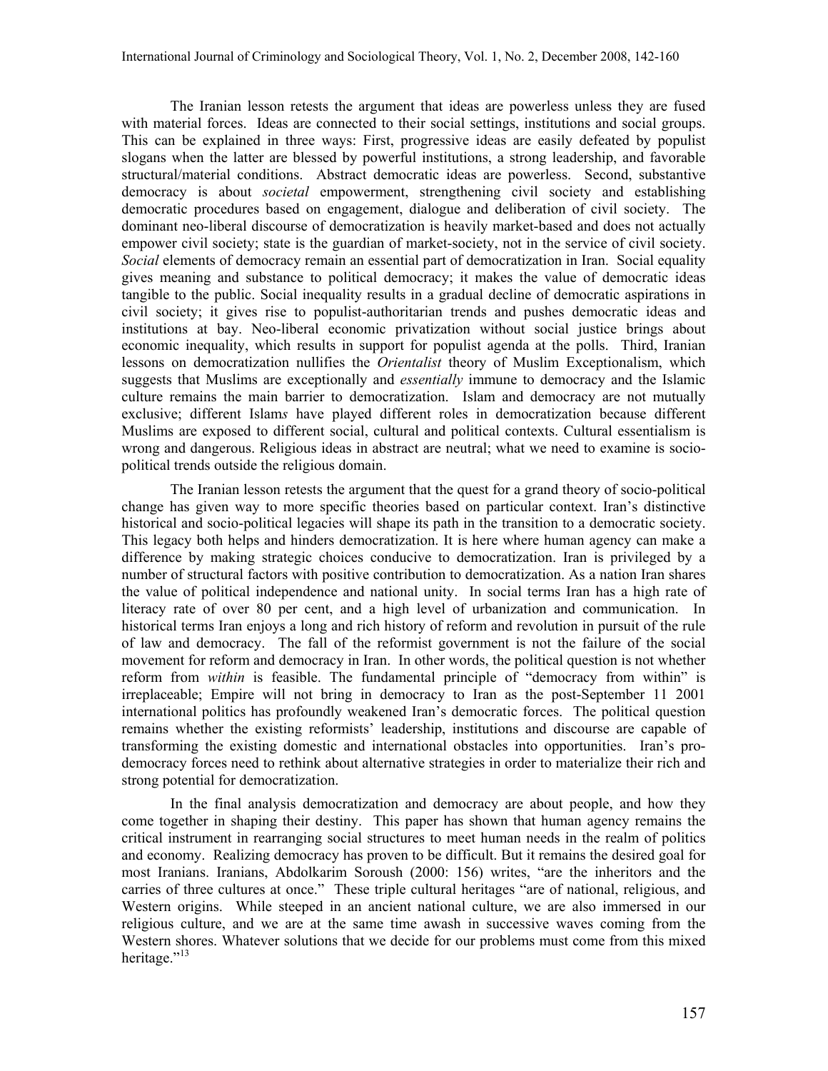The Iranian lesson retests the argument that ideas are powerless unless they are fused with material forces. Ideas are connected to their social settings, institutions and social groups. This can be explained in three ways: First, progressive ideas are easily defeated by populist slogans when the latter are blessed by powerful institutions, a strong leadership, and favorable structural/material conditions. Abstract democratic ideas are powerless. Second, substantive democracy is about *societal* empowerment, strengthening civil society and establishing democratic procedures based on engagement, dialogue and deliberation of civil society. The dominant neo-liberal discourse of democratization is heavily market-based and does not actually empower civil society; state is the guardian of market-society, not in the service of civil society. *Social* elements of democracy remain an essential part of democratization in Iran. Social equality gives meaning and substance to political democracy; it makes the value of democratic ideas tangible to the public. Social inequality results in a gradual decline of democratic aspirations in civil society; it gives rise to populist-authoritarian trends and pushes democratic ideas and institutions at bay. Neo-liberal economic privatization without social justice brings about economic inequality, which results in support for populist agenda at the polls. Third, Iranian lessons on democratization nullifies the *Orientalist* theory of Muslim Exceptionalism, which suggests that Muslims are exceptionally and *essentially* immune to democracy and the Islamic culture remains the main barrier to democratization. Islam and democracy are not mutually exclusive; different Islam*s* have played different roles in democratization because different Muslims are exposed to different social, cultural and political contexts. Cultural essentialism is wrong and dangerous. Religious ideas in abstract are neutral; what we need to examine is socio-political trends outside the religious domain.

The Iranian lesson retests the argument that the quest for a grand theory of socio-political change has given way to more specific theories based on particular context. Iran's distinctive historical and socio-political legacies will shape its path in the transition to a democratic society. This legacy both helps and hinders democratization. It is here where human agency can make a difference by making strategic choices conducive to democratization. Iran is privileged by a number of structural factors with positive contribution to democratization. As a nation Iran shares the value of political independence and national unity. In social terms Iran has a high rate of literacy rate of over 80 per cent, and a high level of urbanization and communication. In historical terms Iran enjoys a long and rich history of reform and revolution in pursuit of the rule of law and democracy. The fall of the reformist government is not the failure of the social movement for reform and democracy in Iran. In other words, the political question is not whether reform from *within* is feasible. The fundamental principle of "democracy from within" is irreplaceable; Empire will not bring in democracy to Iran as the post-September 11 2001 international politics has profoundly weakened Iran's democratic forces. The political question remains whether the existing reformists' leadership, institutions and discourse are capable of transforming the existing domestic and international obstacles into opportunities. Iran's pro-democracy forces need to rethink about alternative strategies in order to materialize their rich and strong potential for democratization.

In the final analysis democratization and democracy are about people, and how they come together in shaping their destiny. This paper has shown that human agency remains the critical instrument in rearranging social structures to meet human needs in the realm of politics and economy. Realizing democracy has proven to be difficult. But it remains the desired goal for most Iranians. Iranians, Abdolkarim Soroush (2000: 156) writes, "are the inheritors and the carries of three cultures at once." These triple cultural heritages "are of national, religious, and Western origins. While steeped in an ancient national culture, we are also immersed in our religious culture, and we are at the same time awash in successive waves coming from the Western shores. Whatever solutions that we decide for our problems must come from this mixed heritage."[13]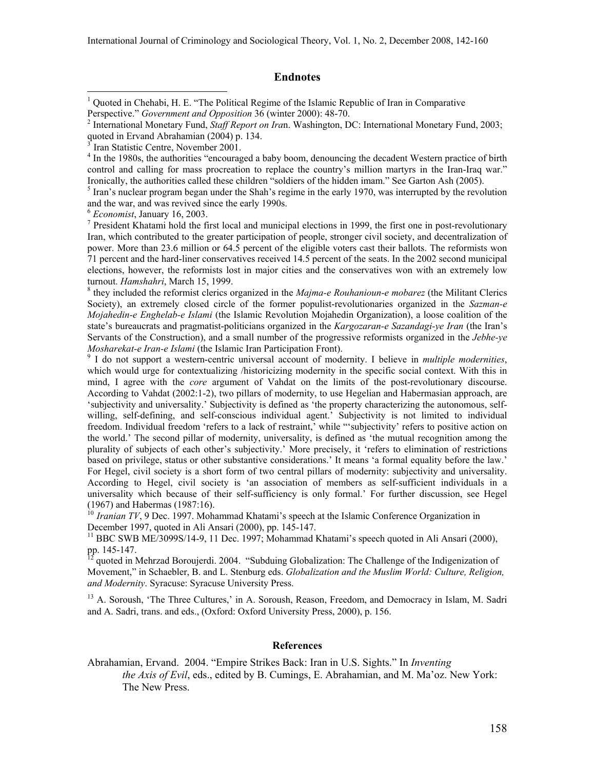## Endnotes

[1] Quoted in Chehabi, H. E. "The Political Regime of the Islamic Republic of Iran in Comparative Perspective." *Government and Opposition* 36 (winter 2000): 48-70.

[2] International Monetary Fund, *Staff Report on Ira*n. Washington, DC: International Monetary Fund, 2003; quoted in Ervand Abrahamian (2004) p. 134.

[3] Iran Statistic Centre, November 2001.

[4] In the 1980s, the authorities "encouraged a baby boom, denouncing the decadent Western practice of birth control and calling for mass procreation to replace the country's million martyrs in the Iran-Iraq war." Ironically, the authorities called these children "soldiers of the hidden imam." See Garton Ash (2005).

[5] Iran's nuclear program began under the Shah's regime in the early 1970, was interrupted by the revolution and the war, and was revived since the early 1990s.

[6] *Economist*, January 16, 2003.

[7] President Khatami hold the first local and municipal elections in 1999, the first one in post-revolutionary Iran, which contributed to the greater participation of people, stronger civil society, and decentralization of power. More than 23.6 million or 64.5 percent of the eligible voters cast their ballots. The reformists won 71 percent and the hard-liner conservatives received 14.5 percent of the seats. In the 2002 second municipal elections, however, the reformists lost in major cities and the conservatives won with an extremely low turnout. *Hamshahri*, March 15, 1999.

[8] they included the reformist clerics organized in the *Majma-e Rouhanioun-e mobarez* (the Militant Clerics Society), an extremely closed circle of the former populist-revolutionaries organized in the *Sazman-e Mojahedin-e Enghelab-e Islami* (the Islamic Revolution Mojahedin Organization), a loose coalition of the state's bureaucrats and pragmatist-politicians organized in the *Kargozaran-e Sazandagi-ye Iran* (the Iran's Servants of the Construction), and a small number of the progressive reformists organized in the *Jebhe-ye Mosharekat-e Iran-e Islami* (the Islamic Iran Participation Front).

[9] I do not support a western-centric universal account of modernity. I believe in *multiple modernities*, which would urge for contextualizing /historicizing modernity in the specific social context. With this in mind, I agree with the *core* argument of Vahdat on the limits of the post-revolutionary discourse. According to Vahdat (2002:1-2), two pillars of modernity, to use Hegelian and Habermasian approach, are 'subjectivity and universality.' Subjectivity is defined as 'the property characterizing the autonomous, self-willing, self-defining, and self-conscious individual agent.' Subjectivity is not limited to individual freedom. Individual freedom 'refers to a lack of restraint,' while "'subjectivity' refers to positive action on the world.' The second pillar of modernity, universality, is defined as 'the mutual recognition among the plurality of subjects of each other's subjectivity.' More precisely, it 'refers to elimination of restrictions based on privilege, status or other substantive considerations.' It means 'a formal equality before the law.' For Hegel, civil society is a short form of two central pillars of modernity: subjectivity and universality. According to Hegel, civil society is 'an association of members as self-sufficient individuals in a universality which because of their self-sufficiency is only formal.' For further discussion, see Hegel (1967) and Habermas (1987:16).

[10] *Iranian TV*, 9 Dec. 1997. Mohammad Khatami's speech at the Islamic Conference Organization in December 1997, quoted in Ali Ansari (2000), pp. 145-147.

[11] BBC SWB ME/3099S/14-9, 11 Dec. 1997; Mohammad Khatami's speech quoted in Ali Ansari (2000), pp. 145-147.

[12] quoted in Mehrzad Boroujerdi. 2004. "Subduing Globalization: The Challenge of the Indigenization of Movement," in Schaebler, B. and L. Stenburg eds. *Globalization and the Muslim World: Culture, Religion, and Modernity*. Syracuse: Syracuse University Press.

[13] A. Soroush, 'The Three Cultures,' in A. Soroush, Reason, Freedom, and Democracy in Islam, M. Sadri and A. Sadri, trans. and eds., (Oxford: Oxford University Press, 2000), p. 156.

## References

Abrahamian, Ervand. 2004. "Empire Strikes Back: Iran in U.S. Sights." In *Inventing the Axis of Evil*, eds., edited by B. Cumings, E. Abrahamian, and M. Ma'oz. New York: The New Press.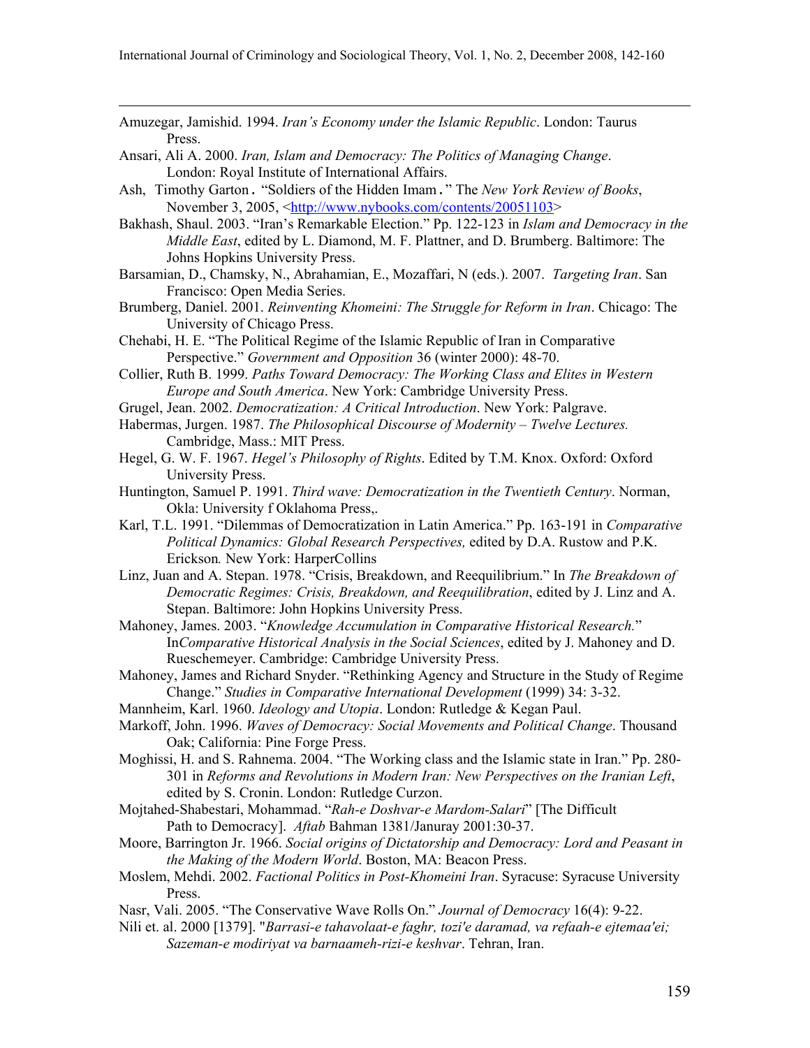Amuzegar, Jamishid. 1994. *Iran's Economy under the Islamic Republic*. London: Taurus Press.

Ansari, Ali A. 2000. *Iran, Islam and Democracy: The Politics of Managing Change*. London: Royal Institute of International Affairs.

Ash, Timothy Garton. "Soldiers of the Hidden Imam." The *New York Review of Books*, November 3, 2005, <http://www.nybooks.com/contents/20051103>

Bakhash, Shaul. 2003. "Iran's Remarkable Election." Pp. 122-123 in *Islam and Democracy in the Middle East*, edited by L. Diamond, M. F. Plattner, and D. Brumberg. Baltimore: The Johns Hopkins University Press.

Barsamian, D., Chamsky, N., Abrahamian, E., Mozaffari, N (eds.). 2007. *Targeting Iran*. San Francisco: Open Media Series.

Brumberg, Daniel. 2001. *Reinventing Khomeini: The Struggle for Reform in Iran*. Chicago: The University of Chicago Press.

Chehabi, H. E. "The Political Regime of the Islamic Republic of Iran in Comparative Perspective." *Government and Opposition* 36 (winter 2000): 48-70.

Collier, Ruth B. 1999. *Paths Toward Democracy: The Working Class and Elites in Western Europe and South America*. New York: Cambridge University Press.

Grugel, Jean. 2002. *Democratization: A Critical Introduction*. New York: Palgrave.

Habermas, Jurgen. 1987. *The Philosophical Discourse of Modernity – Twelve Lectures.* Cambridge, Mass.: MIT Press.

Hegel, G. W. F. 1967. *Hegel's Philosophy of Rights*. Edited by T.M. Knox. Oxford: Oxford University Press.

Huntington, Samuel P. 1991. *Third wave: Democratization in the Twentieth Century*. Norman, Okla: University f Oklahoma Press,.

Karl, T.L. 1991. "Dilemmas of Democratization in Latin America." Pp. 163-191 in *Comparative Political Dynamics: Global Research Perspectives,* edited by D.A. Rustow and P.K. Erickson*.* New York: HarperCollins

Linz, Juan and A. Stepan. 1978. "Crisis, Breakdown, and Reequilibrium." In *The Breakdown of Democratic Regimes: Crisis, Breakdown, and Reequilibration*, edited by J. Linz and A. Stepan. Baltimore: John Hopkins University Press.

Mahoney, James. 2003. "*Knowledge Accumulation in Comparative Historical Research.*" In*Comparative Historical Analysis in the Social Sciences*, edited by J. Mahoney and D. Rueschemeyer. Cambridge: Cambridge University Press.

Mahoney, James and Richard Snyder. "Rethinking Agency and Structure in the Study of Regime Change." *Studies in Comparative International Development* (1999) 34: 3-32.

Mannheim, Karl. 1960. *Ideology and Utopia*. London: Rutledge & Kegan Paul.

Markoff, John. 1996. *Waves of Democracy: Social Movements and Political Change*. Thousand Oak; California: Pine Forge Press.

Moghissi, H. and S. Rahnema. 2004. "The Working class and the Islamic state in Iran." Pp. 280-301 in *Reforms and Revolutions in Modern Iran: New Perspectives on the Iranian Left*, edited by S. Cronin. London: Rutledge Curzon.

Mojtahed-Shabestari, Mohammad. "*Rah-e Doshvar-e Mardom-Salari*" [The Difficult Path to Democracy]. *Aftab* Bahman 1381/Januray 2001:30-37.

Moore, Barrington Jr. 1966. *Social origins of Dictatorship and Democracy: Lord and Peasant in the Making of the Modern World*. Boston, MA: Beacon Press.

Moslem, Mehdi. 2002. *Factional Politics in Post-Khomeini Iran*. Syracuse: Syracuse University Press.

Nasr, Vali. 2005. "The Conservative Wave Rolls On." *Journal of Democracy* 16(4): 9-22.

Nili et. al. 2000 [1379]. "*Barrasi-e tahavolaat-e faghr, tozi'e daramad, va refaah-e ejtemaa'ei; Sazeman-e modiriyat va barnaameh-rizi-e keshvar*. Tehran, Iran.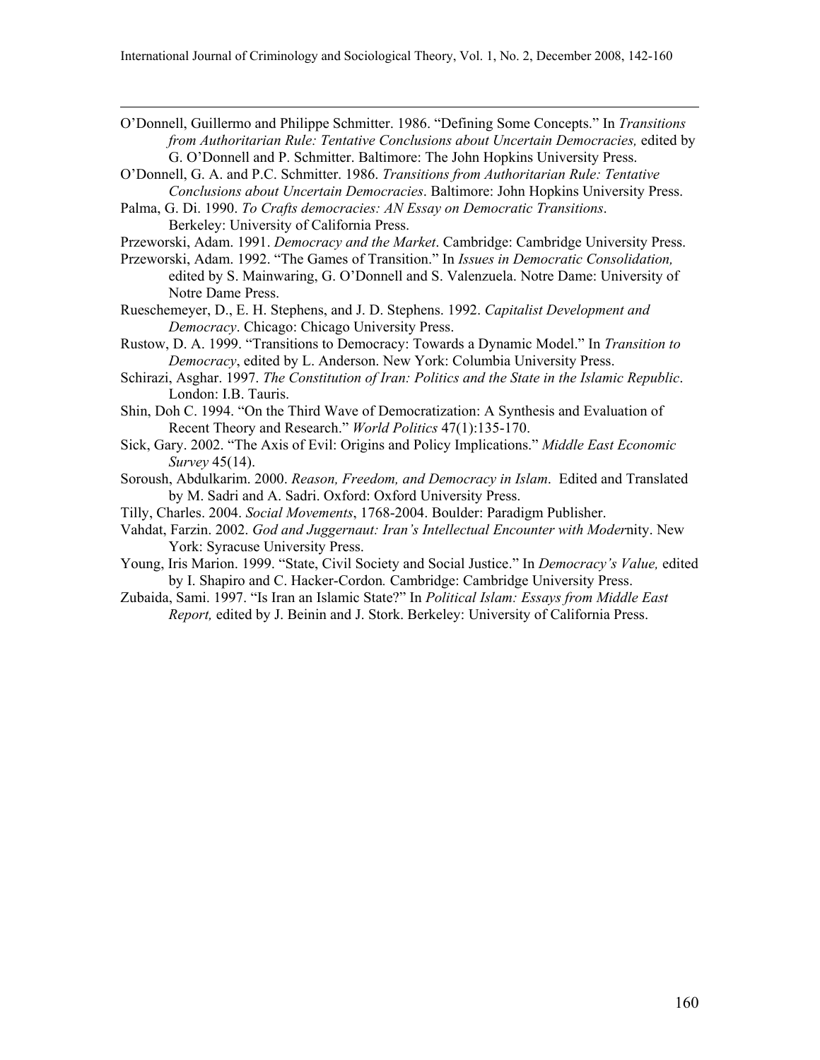O'Donnell, Guillermo and Philippe Schmitter. 1986. "Defining Some Concepts." In *Transitions from Authoritarian Rule: Tentative Conclusions about Uncertain Democracies,* edited by G. O'Donnell and P. Schmitter. Baltimore: The John Hopkins University Press.

O'Donnell, G. A. and P.C. Schmitter. 1986. *Transitions from Authoritarian Rule: Tentative Conclusions about Uncertain Democracies*. Baltimore: John Hopkins University Press.

Palma, G. Di. 1990. *To Crafts democracies: AN Essay on Democratic Transitions*. Berkeley: University of California Press.

Przeworski, Adam. 1991. *Democracy and the Market*. Cambridge: Cambridge University Press.

Przeworski, Adam. 1992. "The Games of Transition." In *Issues in Democratic Consolidation,* edited by S. Mainwaring, G. O'Donnell and S. Valenzuela. Notre Dame: University of Notre Dame Press.

Rueschemeyer, D., E. H. Stephens, and J. D. Stephens. 1992. *Capitalist Development and Democracy*. Chicago: Chicago University Press.

Rustow, D. A. 1999. "Transitions to Democracy: Towards a Dynamic Model." In *Transition to Democracy*, edited by L. Anderson. New York: Columbia University Press.

Schirazi, Asghar. 1997. *The Constitution of Iran: Politics and the State in the Islamic Republic*. London: I.B. Tauris.

Shin, Doh C. 1994. "On the Third Wave of Democratization: A Synthesis and Evaluation of Recent Theory and Research." *World Politics* 47(1):135-170.

Sick, Gary. 2002. "The Axis of Evil: Origins and Policy Implications." *Middle East Economic Survey* 45(14).

Soroush, Abdulkarim. 2000. *Reason, Freedom, and Democracy in Islam*. Edited and Translated by M. Sadri and A. Sadri. Oxford: Oxford University Press.

Tilly, Charles. 2004. *Social Movements*, 1768-2004. Boulder: Paradigm Publisher.

Vahdat, Farzin. 2002. *God and Juggernaut: Iran's Intellectual Encounter with Moder*nity. New York: Syracuse University Press.

Young, Iris Marion. 1999. "State, Civil Society and Social Justice." In *Democracy's Value,* edited by I. Shapiro and C. Hacker-Cordon*.* Cambridge: Cambridge University Press.

Zubaida, Sami. 1997. "Is Iran an Islamic State?" In *Political Islam: Essays from Middle East Report,* edited by J. Beinin and J. Stork. Berkeley: University of California Press.